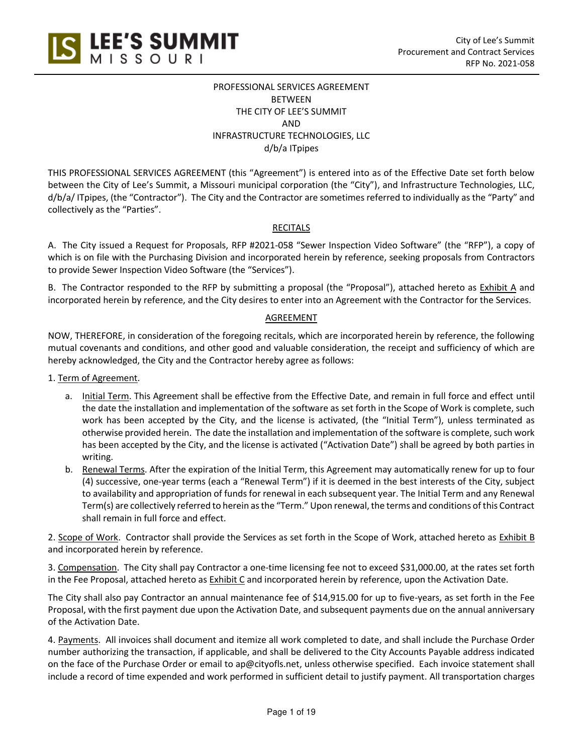# PROFESSIONAL SERVICES AGREEMENT
BETWEEN
THE CITY OF LEE'S SUMMIT
AND
INFRASTRUCTURE TECHNOLOGIES, LLC
d/b/a ITpipes

THIS PROFESSIONAL SERVICES AGREEMENT (this "Agreement") is entered into as of the Effective Date set forth below between the City of Lee's Summit, a Missouri municipal corporation (the "City"), and Infrastructure Technologies, LLC, d/b/a/ ITpipes, (the "Contractor"). The City and the Contractor are sometimes referred to individually as the "Party" and collectively as the "Parties".

## RECITALS

A. The City issued a Request for Proposals, RFP #2021-058 "Sewer Inspection Video Software" (the "RFP"), a copy of which is on file with the Purchasing Division and incorporated herein by reference, seeking proposals from Contractors to provide Sewer Inspection Video Software (the "Services").

B. The Contractor responded to the RFP by submitting a proposal (the "Proposal"), attached hereto as Exhibit A and incorporated herein by reference, and the City desires to enter into an Agreement with the Contractor for the Services.

## AGREEMENT

NOW, THEREFORE, in consideration of the foregoing recitals, which are incorporated herein by reference, the following mutual covenants and conditions, and other good and valuable consideration, the receipt and sufficiency of which are hereby acknowledged, the City and the Contractor hereby agree as follows:

1. Term of Agreement.

   a. Initial Term. This Agreement shall be effective from the Effective Date, and remain in full force and effect until the date the installation and implementation of the software as set forth in the Scope of Work is complete, such work has been accepted by the City, and the license is activated, (the "Initial Term"), unless terminated as otherwise provided herein. The date the installation and implementation of the software is complete, such work has been accepted by the City, and the license is activated ("Activation Date") shall be agreed by both parties in writing.

   b. Renewal Terms. After the expiration of the Initial Term, this Agreement may automatically renew for up to four (4) successive, one-year terms (each a "Renewal Term") if it is deemed in the best interests of the City, subject to availability and appropriation of funds for renewal in each subsequent year. The Initial Term and any Renewal Term(s) are collectively referred to herein as the "Term." Upon renewal, the terms and conditions of this Contract shall remain in full force and effect.

2. Scope of Work. Contractor shall provide the Services as set forth in the Scope of Work, attached hereto as Exhibit B and incorporated herein by reference.

3. Compensation. The City shall pay Contractor a one-time licensing fee not to exceed $31,000.00, at the rates set forth in the Fee Proposal, attached hereto as Exhibit C and incorporated herein by reference, upon the Activation Date.

The City shall also pay Contractor an annual maintenance fee of $14,915.00 for up to five-years, as set forth in the Fee Proposal, with the first payment due upon the Activation Date, and subsequent payments due on the annual anniversary of the Activation Date.

4. Payments. All invoices shall document and itemize all work completed to date, and shall include the Purchase Order number authorizing the transaction, if applicable, and shall be delivered to the City Accounts Payable address indicated on the face of the Purchase Order or email to ap@cityofls.net, unless otherwise specified. Each invoice statement shall include a record of time expended and work performed in sufficient detail to justify payment. All transportation charges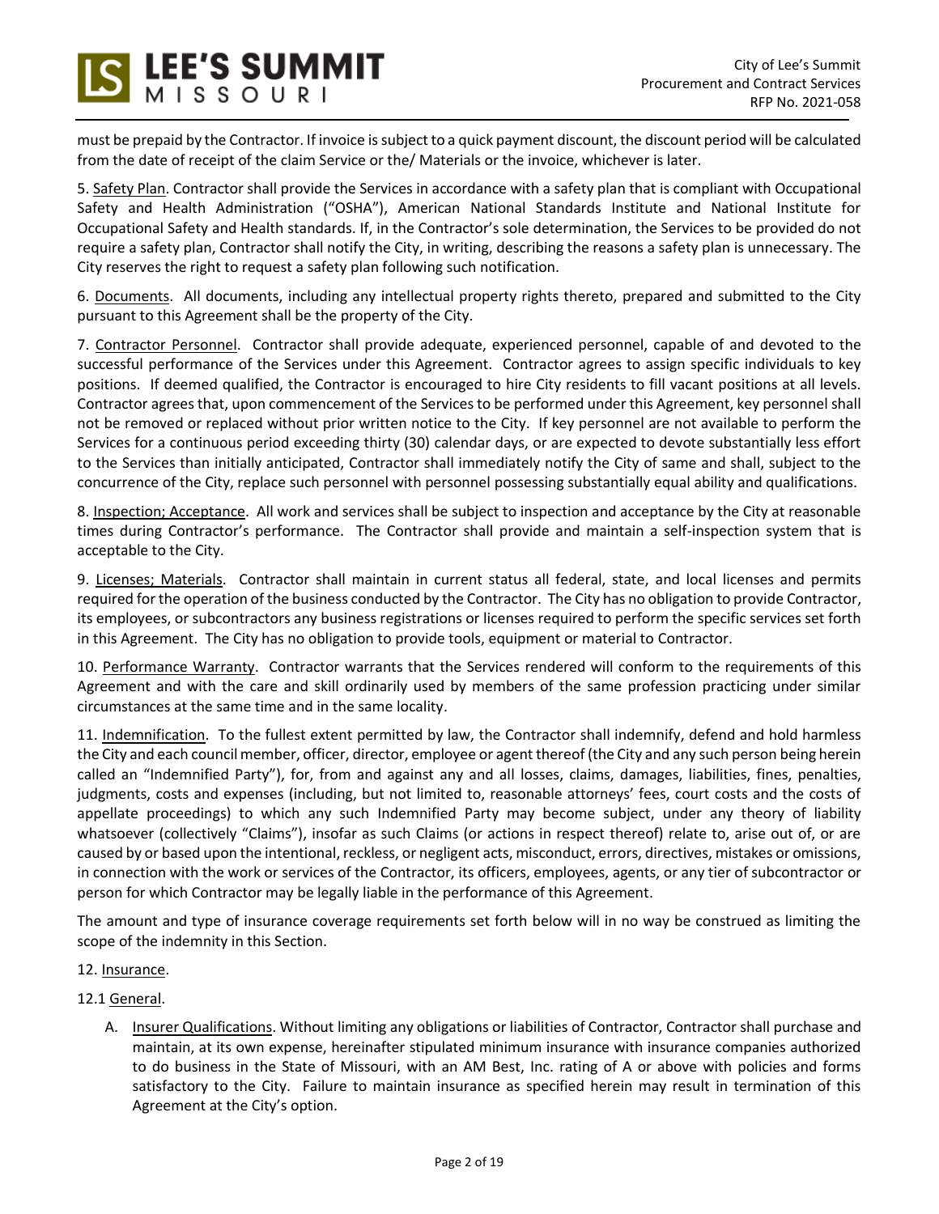must be prepaid by the Contractor. If invoice is subject to a quick payment discount, the discount period will be calculated from the date of receipt of the claim Service or the/ Materials or the invoice, whichever is later.

5. Safety Plan. Contractor shall provide the Services in accordance with a safety plan that is compliant with Occupational Safety and Health Administration ("OSHA"), American National Standards Institute and National Institute for Occupational Safety and Health standards. If, in the Contractor's sole determination, the Services to be provided do not require a safety plan, Contractor shall notify the City, in writing, describing the reasons a safety plan is unnecessary. The City reserves the right to request a safety plan following such notification.

6. Documents. All documents, including any intellectual property rights thereto, prepared and submitted to the City pursuant to this Agreement shall be the property of the City.

7. Contractor Personnel. Contractor shall provide adequate, experienced personnel, capable of and devoted to the successful performance of the Services under this Agreement. Contractor agrees to assign specific individuals to key positions. If deemed qualified, the Contractor is encouraged to hire City residents to fill vacant positions at all levels. Contractor agrees that, upon commencement of the Services to be performed under this Agreement, key personnel shall not be removed or replaced without prior written notice to the City. If key personnel are not available to perform the Services for a continuous period exceeding thirty (30) calendar days, or are expected to devote substantially less effort to the Services than initially anticipated, Contractor shall immediately notify the City of same and shall, subject to the concurrence of the City, replace such personnel with personnel possessing substantially equal ability and qualifications.

8. Inspection; Acceptance. All work and services shall be subject to inspection and acceptance by the City at reasonable times during Contractor's performance. The Contractor shall provide and maintain a self-inspection system that is acceptable to the City.

9. Licenses; Materials. Contractor shall maintain in current status all federal, state, and local licenses and permits required for the operation of the business conducted by the Contractor. The City has no obligation to provide Contractor, its employees, or subcontractors any business registrations or licenses required to perform the specific services set forth in this Agreement. The City has no obligation to provide tools, equipment or material to Contractor.

10. Performance Warranty. Contractor warrants that the Services rendered will conform to the requirements of this Agreement and with the care and skill ordinarily used by members of the same profession practicing under similar circumstances at the same time and in the same locality.

11. Indemnification. To the fullest extent permitted by law, the Contractor shall indemnify, defend and hold harmless the City and each council member, officer, director, employee or agent thereof (the City and any such person being herein called an "Indemnified Party"), for, from and against any and all losses, claims, damages, liabilities, fines, penalties, judgments, costs and expenses (including, but not limited to, reasonable attorneys' fees, court costs and the costs of appellate proceedings) to which any such Indemnified Party may become subject, under any theory of liability whatsoever (collectively "Claims"), insofar as such Claims (or actions in respect thereof) relate to, arise out of, or are caused by or based upon the intentional, reckless, or negligent acts, misconduct, errors, directives, mistakes or omissions, in connection with the work or services of the Contractor, its officers, employees, agents, or any tier of subcontractor or person for which Contractor may be legally liable in the performance of this Agreement.

The amount and type of insurance coverage requirements set forth below will in no way be construed as limiting the scope of the indemnity in this Section.

12. Insurance.

12.1 General.

A. Insurer Qualifications. Without limiting any obligations or liabilities of Contractor, Contractor shall purchase and maintain, at its own expense, hereinafter stipulated minimum insurance with insurance companies authorized to do business in the State of Missouri, with an AM Best, Inc. rating of A or above with policies and forms satisfactory to the City. Failure to maintain insurance as specified herein may result in termination of this Agreement at the City's option.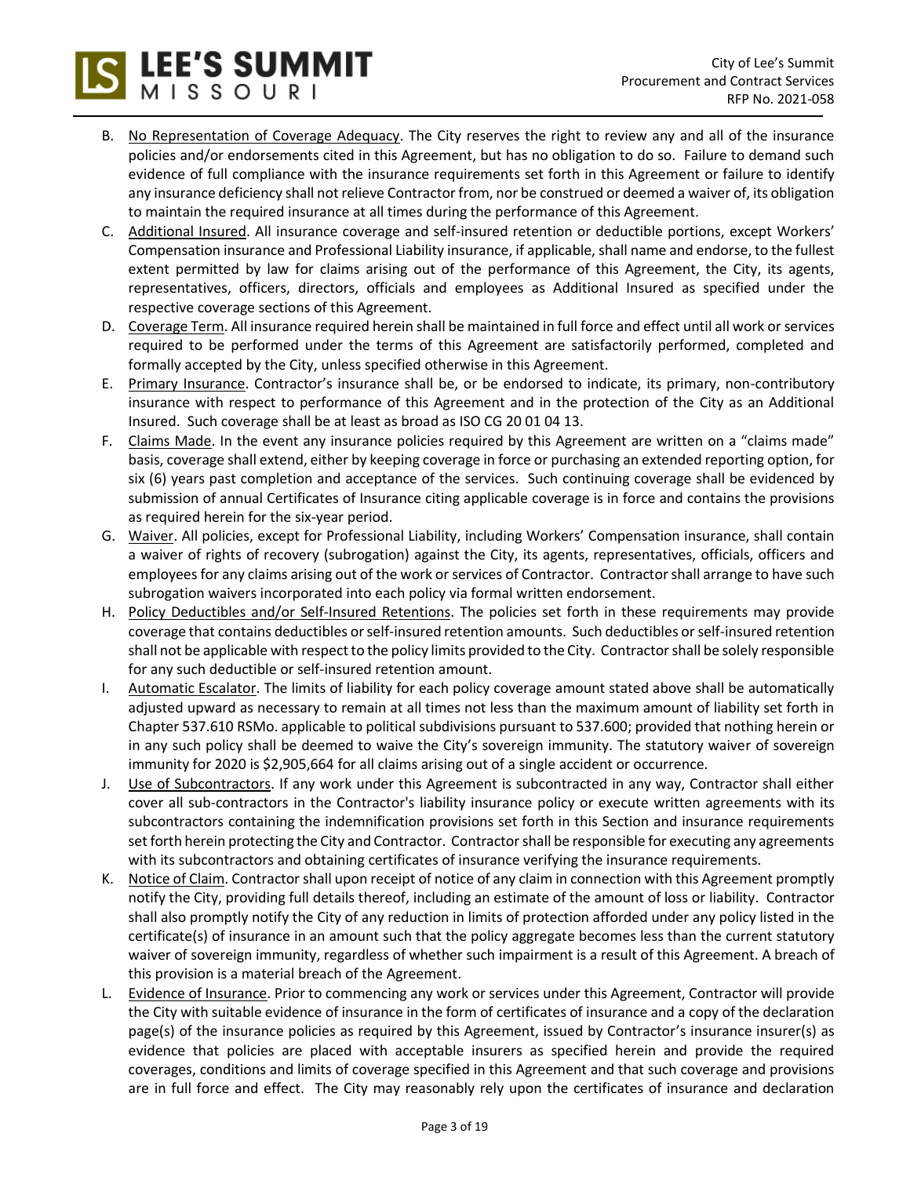B. <u>No Representation of Coverage Adequacy</u>. The City reserves the right to review any and all of the insurance policies and/or endorsements cited in this Agreement, but has no obligation to do so. Failure to demand such evidence of full compliance with the insurance requirements set forth in this Agreement or failure to identify any insurance deficiency shall not relieve Contractor from, nor be construed or deemed a waiver of, its obligation to maintain the required insurance at all times during the performance of this Agreement.

C. <u>Additional Insured</u>. All insurance coverage and self-insured retention or deductible portions, except Workers' Compensation insurance and Professional Liability insurance, if applicable, shall name and endorse, to the fullest extent permitted by law for claims arising out of the performance of this Agreement, the City, its agents, representatives, officers, directors, officials and employees as Additional Insured as specified under the respective coverage sections of this Agreement.

D. <u>Coverage Term</u>. All insurance required herein shall be maintained in full force and effect until all work or services required to be performed under the terms of this Agreement are satisfactorily performed, completed and formally accepted by the City, unless specified otherwise in this Agreement.

E. <u>Primary Insurance</u>. Contractor's insurance shall be, or be endorsed to indicate, its primary, non-contributory insurance with respect to performance of this Agreement and in the protection of the City as an Additional Insured. Such coverage shall be at least as broad as ISO CG 20 01 04 13.

F. <u>Claims Made</u>. In the event any insurance policies required by this Agreement are written on a "claims made" basis, coverage shall extend, either by keeping coverage in force or purchasing an extended reporting option, for six (6) years past completion and acceptance of the services. Such continuing coverage shall be evidenced by submission of annual Certificates of Insurance citing applicable coverage is in force and contains the provisions as required herein for the six-year period.

G. <u>Waiver</u>. All policies, except for Professional Liability, including Workers' Compensation insurance, shall contain a waiver of rights of recovery (subrogation) against the City, its agents, representatives, officials, officers and employees for any claims arising out of the work or services of Contractor. Contractor shall arrange to have such subrogation waivers incorporated into each policy via formal written endorsement.

H. <u>Policy Deductibles and/or Self-Insured Retentions</u>. The policies set forth in these requirements may provide coverage that contains deductibles or self-insured retention amounts. Such deductibles or self-insured retention shall not be applicable with respect to the policy limits provided to the City. Contractor shall be solely responsible for any such deductible or self-insured retention amount.

I. <u>Automatic Escalator</u>. The limits of liability for each policy coverage amount stated above shall be automatically adjusted upward as necessary to remain at all times not less than the maximum amount of liability set forth in Chapter 537.610 RSMo. applicable to political subdivisions pursuant to 537.600; provided that nothing herein or in any such policy shall be deemed to waive the City's sovereign immunity. The statutory waiver of sovereign immunity for 2020 is $2,905,664 for all claims arising out of a single accident or occurrence.

J. <u>Use of Subcontractors</u>. If any work under this Agreement is subcontracted in any way, Contractor shall either cover all sub-contractors in the Contractor's liability insurance policy or execute written agreements with its subcontractors containing the indemnification provisions set forth in this Section and insurance requirements set forth herein protecting the City and Contractor. Contractor shall be responsible for executing any agreements with its subcontractors and obtaining certificates of insurance verifying the insurance requirements.

K. <u>Notice of Claim</u>. Contractor shall upon receipt of notice of any claim in connection with this Agreement promptly notify the City, providing full details thereof, including an estimate of the amount of loss or liability. Contractor shall also promptly notify the City of any reduction in limits of protection afforded under any policy listed in the certificate(s) of insurance in an amount such that the policy aggregate becomes less than the current statutory waiver of sovereign immunity, regardless of whether such impairment is a result of this Agreement. A breach of this provision is a material breach of the Agreement.

L. <u>Evidence of Insurance</u>. Prior to commencing any work or services under this Agreement, Contractor will provide the City with suitable evidence of insurance in the form of certificates of insurance and a copy of the declaration page(s) of the insurance policies as required by this Agreement, issued by Contractor's insurance insurer(s) as evidence that policies are placed with acceptable insurers as specified herein and provide the required coverages, conditions and limits of coverage specified in this Agreement and that such coverage and provisions are in full force and effect. The City may reasonably rely upon the certificates of insurance and declaration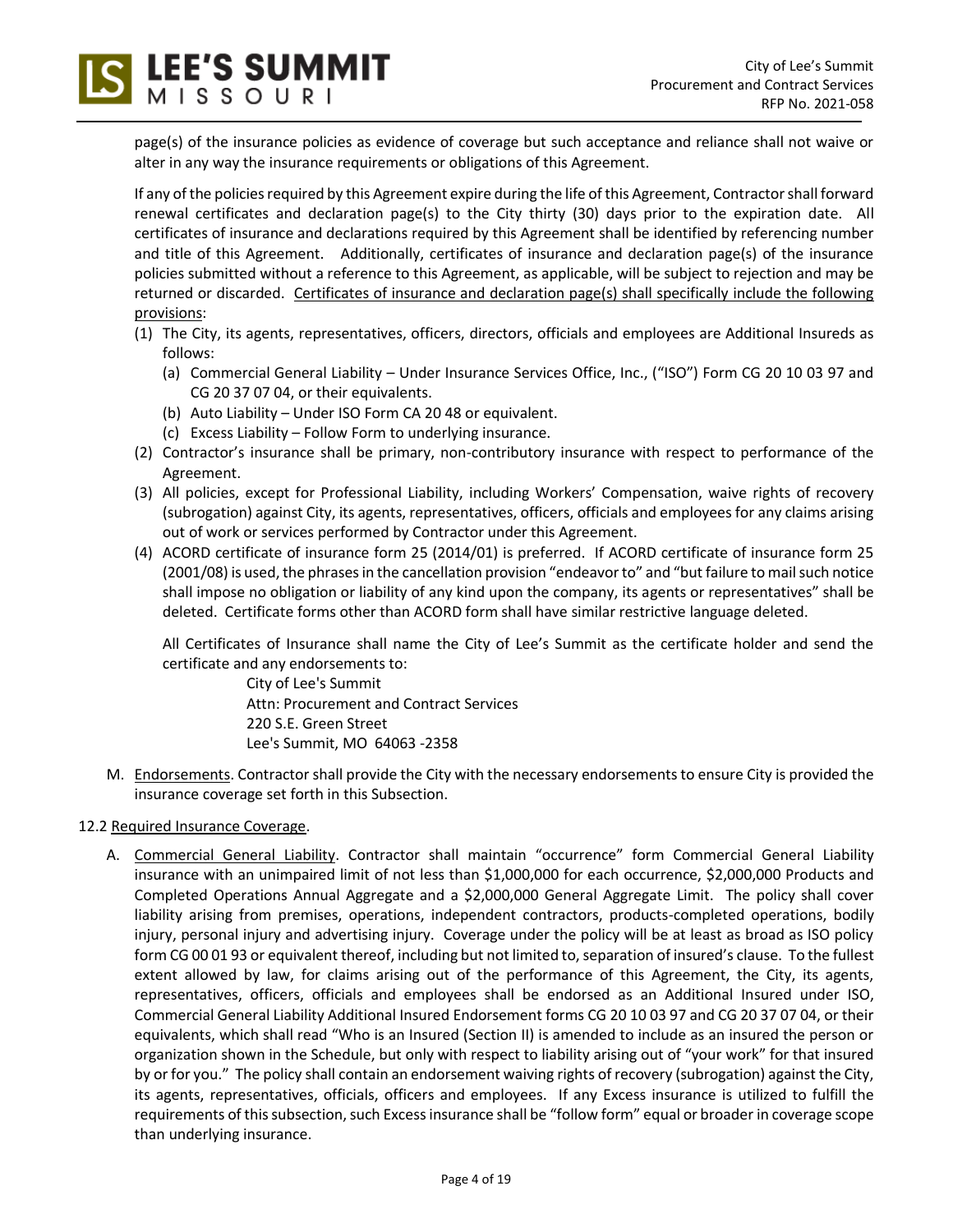page(s) of the insurance policies as evidence of coverage but such acceptance and reliance shall not waive or alter in any way the insurance requirements or obligations of this Agreement.

If any of the policies required by this Agreement expire during the life of this Agreement, Contractor shall forward renewal certificates and declaration page(s) to the City thirty (30) days prior to the expiration date. All certificates of insurance and declarations required by this Agreement shall be identified by referencing number and title of this Agreement. Additionally, certificates of insurance and declaration page(s) of the insurance policies submitted without a reference to this Agreement, as applicable, will be subject to rejection and may be returned or discarded. <u>Certificates of insurance and declaration page(s) shall specifically include the following provisions</u>:

(1) The City, its agents, representatives, officers, directors, officials and employees are Additional Insureds as follows:
   (a) Commercial General Liability – Under Insurance Services Office, Inc., ("ISO") Form CG 20 10 03 97 and CG 20 37 07 04, or their equivalents.
   (b) Auto Liability – Under ISO Form CA 20 48 or equivalent.
   (c) Excess Liability – Follow Form to underlying insurance.
(2) Contractor's insurance shall be primary, non-contributory insurance with respect to performance of the Agreement.
(3) All policies, except for Professional Liability, including Workers' Compensation, waive rights of recovery (subrogation) against City, its agents, representatives, officers, officials and employees for any claims arising out of work or services performed by Contractor under this Agreement.
(4) ACORD certificate of insurance form 25 (2014/01) is preferred. If ACORD certificate of insurance form 25 (2001/08) is used, the phrases in the cancellation provision "endeavor to" and "but failure to mail such notice shall impose no obligation or liability of any kind upon the company, its agents or representatives" shall be deleted. Certificate forms other than ACORD form shall have similar restrictive language deleted.

All Certificates of Insurance shall name the City of Lee's Summit as the certificate holder and send the certificate and any endorsements to:

City of Lee's Summit
Attn: Procurement and Contract Services
220 S.E. Green Street
Lee's Summit, MO 64063 -2358

M. <u>Endorsements</u>. Contractor shall provide the City with the necessary endorsements to ensure City is provided the insurance coverage set forth in this Subsection.

12.2 <u>Required Insurance Coverage</u>.

A. <u>Commercial General Liability</u>. Contractor shall maintain "occurrence" form Commercial General Liability insurance with an unimpaired limit of not less than $1,000,000 for each occurrence, $2,000,000 Products and Completed Operations Annual Aggregate and a $2,000,000 General Aggregate Limit. The policy shall cover liability arising from premises, operations, independent contractors, products-completed operations, bodily injury, personal injury and advertising injury. Coverage under the policy will be at least as broad as ISO policy form CG 00 01 93 or equivalent thereof, including but not limited to, separation of insured's clause. To the fullest extent allowed by law, for claims arising out of the performance of this Agreement, the City, its agents, representatives, officers, officials and employees shall be endorsed as an Additional Insured under ISO, Commercial General Liability Additional Insured Endorsement forms CG 20 10 03 97 and CG 20 37 07 04, or their equivalents, which shall read "Who is an Insured (Section II) is amended to include as an insured the person or organization shown in the Schedule, but only with respect to liability arising out of "your work" for that insured by or for you." The policy shall contain an endorsement waiving rights of recovery (subrogation) against the City, its agents, representatives, officials, officers and employees. If any Excess insurance is utilized to fulfill the requirements of this subsection, such Excess insurance shall be "follow form" equal or broader in coverage scope than underlying insurance.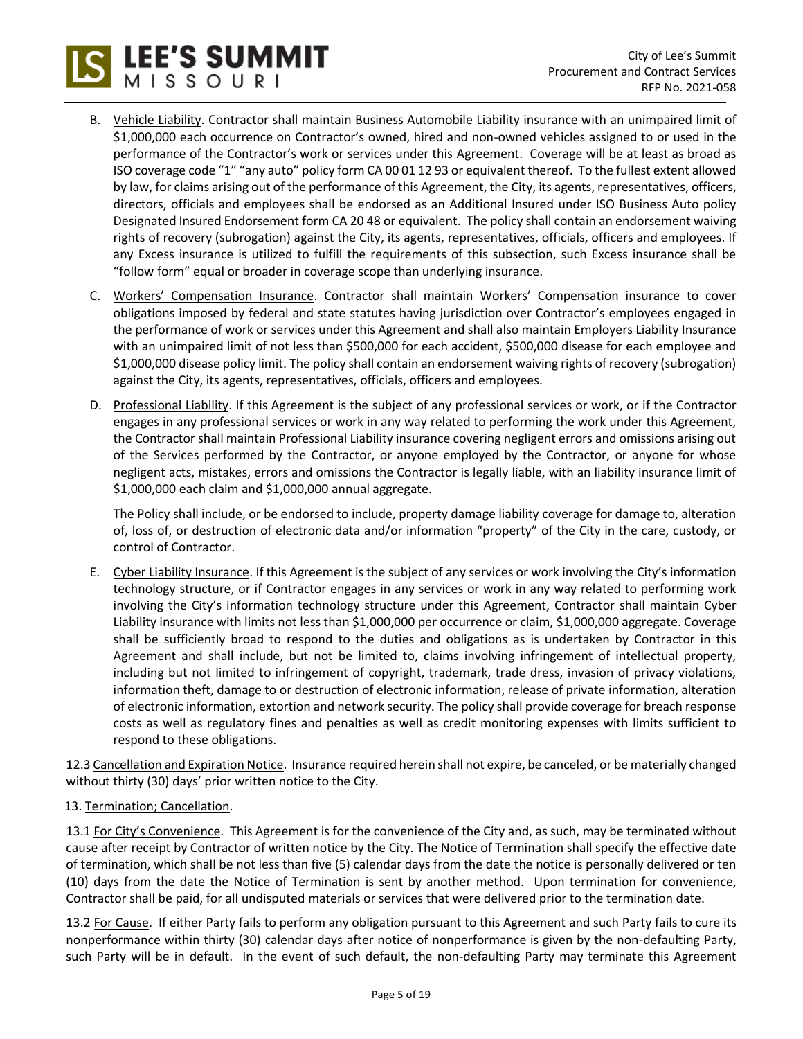B. Vehicle Liability. Contractor shall maintain Business Automobile Liability insurance with an unimpaired limit of $1,000,000 each occurrence on Contractor's owned, hired and non-owned vehicles assigned to or used in the performance of the Contractor's work or services under this Agreement. Coverage will be at least as broad as ISO coverage code "1" "any auto" policy form CA 00 01 12 93 or equivalent thereof. To the fullest extent allowed by law, for claims arising out of the performance of this Agreement, the City, its agents, representatives, officers, directors, officials and employees shall be endorsed as an Additional Insured under ISO Business Auto policy Designated Insured Endorsement form CA 20 48 or equivalent. The policy shall contain an endorsement waiving rights of recovery (subrogation) against the City, its agents, representatives, officials, officers and employees. If any Excess insurance is utilized to fulfill the requirements of this subsection, such Excess insurance shall be "follow form" equal or broader in coverage scope than underlying insurance.

C. Workers' Compensation Insurance. Contractor shall maintain Workers' Compensation insurance to cover obligations imposed by federal and state statutes having jurisdiction over Contractor's employees engaged in the performance of work or services under this Agreement and shall also maintain Employers Liability Insurance with an unimpaired limit of not less than $500,000 for each accident, $500,000 disease for each employee and $1,000,000 disease policy limit. The policy shall contain an endorsement waiving rights of recovery (subrogation) against the City, its agents, representatives, officials, officers and employees.

D. Professional Liability. If this Agreement is the subject of any professional services or work, or if the Contractor engages in any professional services or work in any way related to performing the work under this Agreement, the Contractor shall maintain Professional Liability insurance covering negligent errors and omissions arising out of the Services performed by the Contractor, or anyone employed by the Contractor, or anyone for whose negligent acts, mistakes, errors and omissions the Contractor is legally liable, with an liability insurance limit of $1,000,000 each claim and $1,000,000 annual aggregate.

The Policy shall include, or be endorsed to include, property damage liability coverage for damage to, alteration of, loss of, or destruction of electronic data and/or information "property" of the City in the care, custody, or control of Contractor.

E. Cyber Liability Insurance. If this Agreement is the subject of any services or work involving the City's information technology structure, or if Contractor engages in any services or work in any way related to performing work involving the City's information technology structure under this Agreement, Contractor shall maintain Cyber Liability insurance with limits not less than $1,000,000 per occurrence or claim, $1,000,000 aggregate. Coverage shall be sufficiently broad to respond to the duties and obligations as is undertaken by Contractor in this Agreement and shall include, but not be limited to, claims involving infringement of intellectual property, including but not limited to infringement of copyright, trademark, trade dress, invasion of privacy violations, information theft, damage to or destruction of electronic information, release of private information, alteration of electronic information, extortion and network security. The policy shall provide coverage for breach response costs as well as regulatory fines and penalties as well as credit monitoring expenses with limits sufficient to respond to these obligations.

12.3 Cancellation and Expiration Notice. Insurance required herein shall not expire, be canceled, or be materially changed without thirty (30) days' prior written notice to the City.

13. Termination; Cancellation.

13.1 For City's Convenience. This Agreement is for the convenience of the City and, as such, may be terminated without cause after receipt by Contractor of written notice by the City. The Notice of Termination shall specify the effective date of termination, which shall be not less than five (5) calendar days from the date the notice is personally delivered or ten (10) days from the date the Notice of Termination is sent by another method. Upon termination for convenience, Contractor shall be paid, for all undisputed materials or services that were delivered prior to the termination date.

13.2 For Cause. If either Party fails to perform any obligation pursuant to this Agreement and such Party fails to cure its nonperformance within thirty (30) calendar days after notice of nonperformance is given by the non-defaulting Party, such Party will be in default. In the event of such default, the non-defaulting Party may terminate this Agreement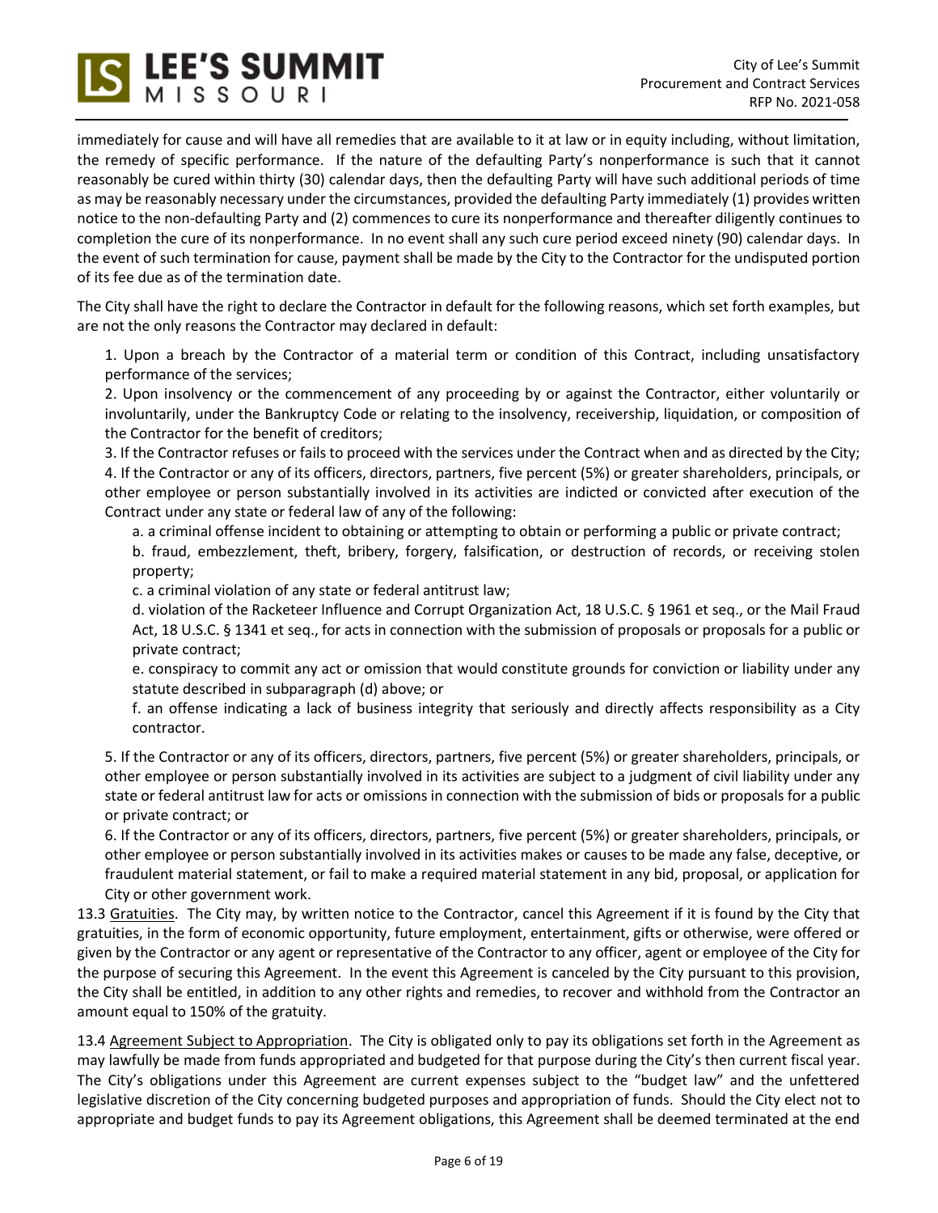immediately for cause and will have all remedies that are available to it at law or in equity including, without limitation, the remedy of specific performance. If the nature of the defaulting Party's nonperformance is such that it cannot reasonably be cured within thirty (30) calendar days, then the defaulting Party will have such additional periods of time as may be reasonably necessary under the circumstances, provided the defaulting Party immediately (1) provides written notice to the non-defaulting Party and (2) commences to cure its nonperformance and thereafter diligently continues to completion the cure of its nonperformance. In no event shall any such cure period exceed ninety (90) calendar days. In the event of such termination for cause, payment shall be made by the City to the Contractor for the undisputed portion of its fee due as of the termination date.

The City shall have the right to declare the Contractor in default for the following reasons, which set forth examples, but are not the only reasons the Contractor may declared in default:

1. Upon a breach by the Contractor of a material term or condition of this Contract, including unsatisfactory performance of the services;
2. Upon insolvency or the commencement of any proceeding by or against the Contractor, either voluntarily or involuntarily, under the Bankruptcy Code or relating to the insolvency, receivership, liquidation, or composition of the Contractor for the benefit of creditors;
3. If the Contractor refuses or fails to proceed with the services under the Contract when and as directed by the City;
4. If the Contractor or any of its officers, directors, partners, five percent (5%) or greater shareholders, principals, or other employee or person substantially involved in its activities are indicted or convicted after execution of the Contract under any state or federal law of any of the following:
   a. a criminal offense incident to obtaining or attempting to obtain or performing a public or private contract;
   b. fraud, embezzlement, theft, bribery, forgery, falsification, or destruction of records, or receiving stolen property;
   c. a criminal violation of any state or federal antitrust law;
   d. violation of the Racketeer Influence and Corrupt Organization Act, 18 U.S.C. § 1961 et seq., or the Mail Fraud Act, 18 U.S.C. § 1341 et seq., for acts in connection with the submission of proposals or proposals for a public or private contract;
   e. conspiracy to commit any act or omission that would constitute grounds for conviction or liability under any statute described in subparagraph (d) above; or
   f. an offense indicating a lack of business integrity that seriously and directly affects responsibility as a City contractor.
5. If the Contractor or any of its officers, directors, partners, five percent (5%) or greater shareholders, principals, or other employee or person substantially involved in its activities are subject to a judgment of civil liability under any state or federal antitrust law for acts or omissions in connection with the submission of bids or proposals for a public or private contract; or
6. If the Contractor or any of its officers, directors, partners, five percent (5%) or greater shareholders, principals, or other employee or person substantially involved in its activities makes or causes to be made any false, deceptive, or fraudulent material statement, or fail to make a required material statement in any bid, proposal, or application for City or other government work.

13.3 Gratuities. The City may, by written notice to the Contractor, cancel this Agreement if it is found by the City that gratuities, in the form of economic opportunity, future employment, entertainment, gifts or otherwise, were offered or given by the Contractor or any agent or representative of the Contractor to any officer, agent or employee of the City for the purpose of securing this Agreement. In the event this Agreement is canceled by the City pursuant to this provision, the City shall be entitled, in addition to any other rights and remedies, to recover and withhold from the Contractor an amount equal to 150% of the gratuity.

13.4 Agreement Subject to Appropriation. The City is obligated only to pay its obligations set forth in the Agreement as may lawfully be made from funds appropriated and budgeted for that purpose during the City's then current fiscal year. The City's obligations under this Agreement are current expenses subject to the "budget law" and the unfettered legislative discretion of the City concerning budgeted purposes and appropriation of funds. Should the City elect not to appropriate and budget funds to pay its Agreement obligations, this Agreement shall be deemed terminated at the end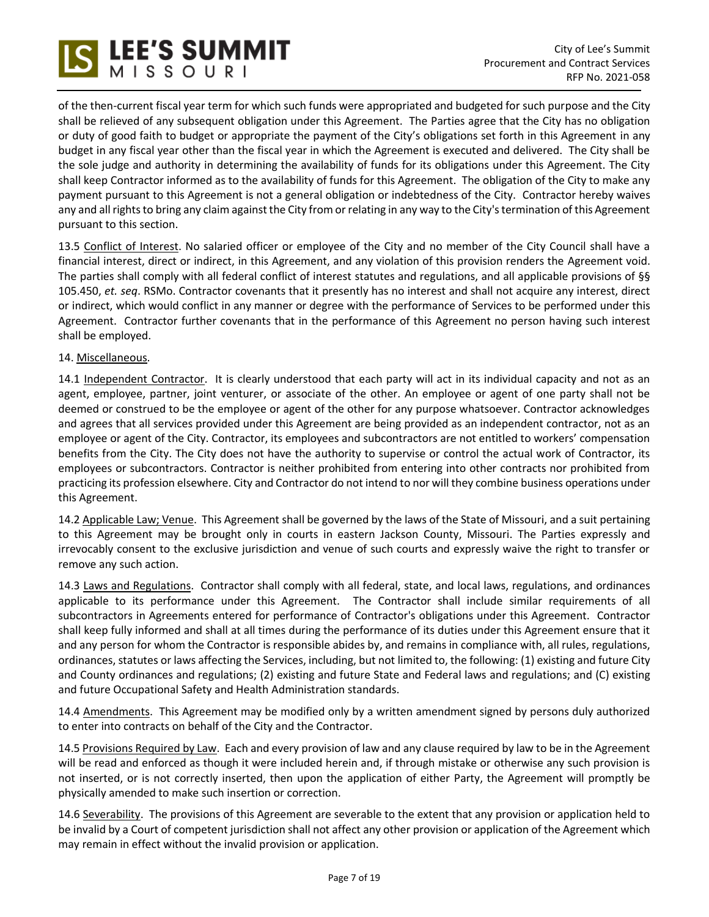of the then-current fiscal year term for which such funds were appropriated and budgeted for such purpose and the City shall be relieved of any subsequent obligation under this Agreement. The Parties agree that the City has no obligation or duty of good faith to budget or appropriate the payment of the City's obligations set forth in this Agreement in any budget in any fiscal year other than the fiscal year in which the Agreement is executed and delivered. The City shall be the sole judge and authority in determining the availability of funds for its obligations under this Agreement. The City shall keep Contractor informed as to the availability of funds for this Agreement. The obligation of the City to make any payment pursuant to this Agreement is not a general obligation or indebtedness of the City. Contractor hereby waives any and all rights to bring any claim against the City from or relating in any way to the City's termination of this Agreement pursuant to this section.

13.5 Conflict of Interest. No salaried officer or employee of the City and no member of the City Council shall have a financial interest, direct or indirect, in this Agreement, and any violation of this provision renders the Agreement void. The parties shall comply with all federal conflict of interest statutes and regulations, and all applicable provisions of §§ 105.450, *et. seq*. RSMo. Contractor covenants that it presently has no interest and shall not acquire any interest, direct or indirect, which would conflict in any manner or degree with the performance of Services to be performed under this Agreement. Contractor further covenants that in the performance of this Agreement no person having such interest shall be employed.

14. Miscellaneous.

14.1 Independent Contractor. It is clearly understood that each party will act in its individual capacity and not as an agent, employee, partner, joint venturer, or associate of the other. An employee or agent of one party shall not be deemed or construed to be the employee or agent of the other for any purpose whatsoever. Contractor acknowledges and agrees that all services provided under this Agreement are being provided as an independent contractor, not as an employee or agent of the City. Contractor, its employees and subcontractors are not entitled to workers' compensation benefits from the City. The City does not have the authority to supervise or control the actual work of Contractor, its employees or subcontractors. Contractor is neither prohibited from entering into other contracts nor prohibited from practicing its profession elsewhere. City and Contractor do not intend to nor will they combine business operations under this Agreement.

14.2 Applicable Law; Venue. This Agreement shall be governed by the laws of the State of Missouri, and a suit pertaining to this Agreement may be brought only in courts in eastern Jackson County, Missouri. The Parties expressly and irrevocably consent to the exclusive jurisdiction and venue of such courts and expressly waive the right to transfer or remove any such action.

14.3 Laws and Regulations. Contractor shall comply with all federal, state, and local laws, regulations, and ordinances applicable to its performance under this Agreement. The Contractor shall include similar requirements of all subcontractors in Agreements entered for performance of Contractor's obligations under this Agreement. Contractor shall keep fully informed and shall at all times during the performance of its duties under this Agreement ensure that it and any person for whom the Contractor is responsible abides by, and remains in compliance with, all rules, regulations, ordinances, statutes or laws affecting the Services, including, but not limited to, the following: (1) existing and future City and County ordinances and regulations; (2) existing and future State and Federal laws and regulations; and (C) existing and future Occupational Safety and Health Administration standards.

14.4 Amendments. This Agreement may be modified only by a written amendment signed by persons duly authorized to enter into contracts on behalf of the City and the Contractor.

14.5 Provisions Required by Law. Each and every provision of law and any clause required by law to be in the Agreement will be read and enforced as though it were included herein and, if through mistake or otherwise any such provision is not inserted, or is not correctly inserted, then upon the application of either Party, the Agreement will promptly be physically amended to make such insertion or correction.

14.6 Severability. The provisions of this Agreement are severable to the extent that any provision or application held to be invalid by a Court of competent jurisdiction shall not affect any other provision or application of the Agreement which may remain in effect without the invalid provision or application.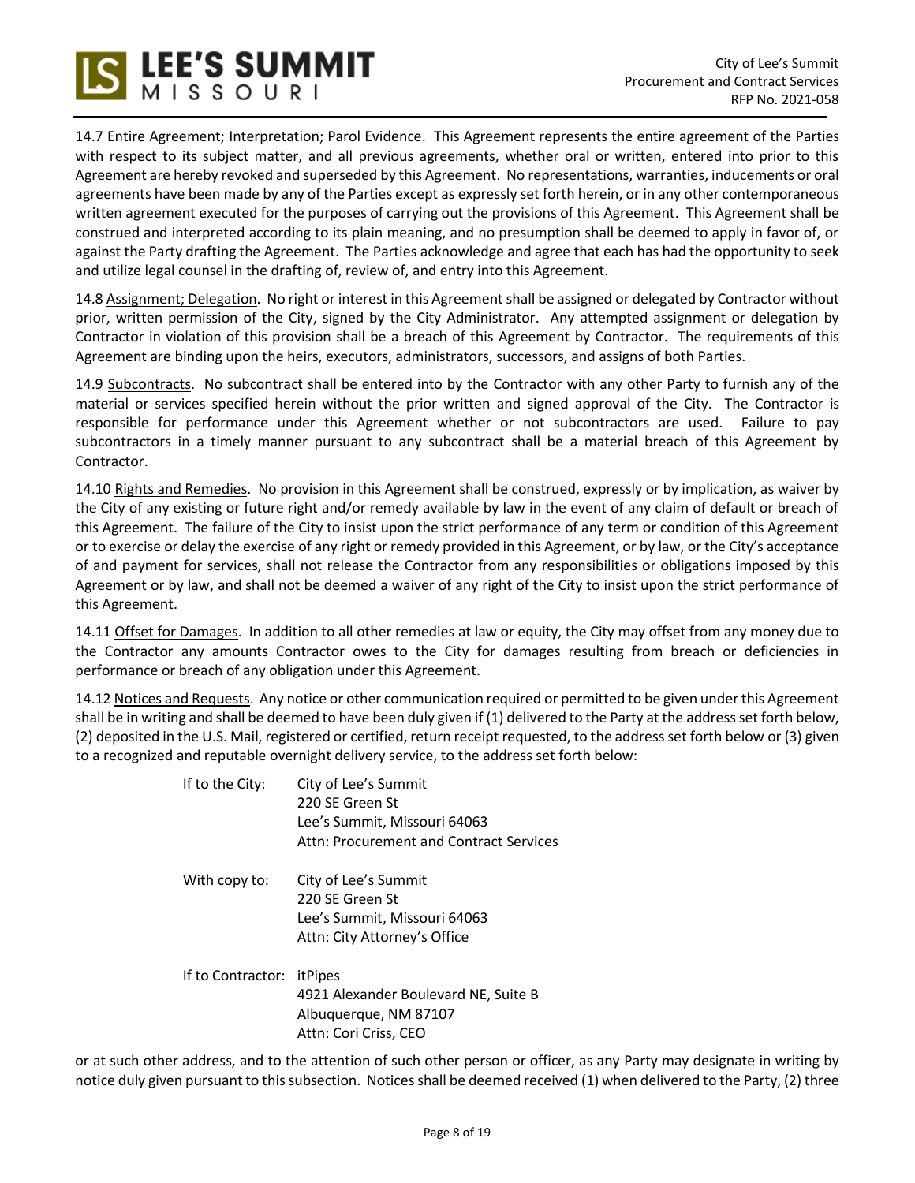14.7 Entire Agreement; Interpretation; Parol Evidence. This Agreement represents the entire agreement of the Parties with respect to its subject matter, and all previous agreements, whether oral or written, entered into prior to this Agreement are hereby revoked and superseded by this Agreement. No representations, warranties, inducements or oral agreements have been made by any of the Parties except as expressly set forth herein, or in any other contemporaneous written agreement executed for the purposes of carrying out the provisions of this Agreement. This Agreement shall be construed and interpreted according to its plain meaning, and no presumption shall be deemed to apply in favor of, or against the Party drafting the Agreement. The Parties acknowledge and agree that each has had the opportunity to seek and utilize legal counsel in the drafting of, review of, and entry into this Agreement.

14.8 Assignment; Delegation. No right or interest in this Agreement shall be assigned or delegated by Contractor without prior, written permission of the City, signed by the City Administrator. Any attempted assignment or delegation by Contractor in violation of this provision shall be a breach of this Agreement by Contractor. The requirements of this Agreement are binding upon the heirs, executors, administrators, successors, and assigns of both Parties.

14.9 Subcontracts. No subcontract shall be entered into by the Contractor with any other Party to furnish any of the material or services specified herein without the prior written and signed approval of the City. The Contractor is responsible for performance under this Agreement whether or not subcontractors are used. Failure to pay subcontractors in a timely manner pursuant to any subcontract shall be a material breach of this Agreement by Contractor.

14.10 Rights and Remedies. No provision in this Agreement shall be construed, expressly or by implication, as waiver by the City of any existing or future right and/or remedy available by law in the event of any claim of default or breach of this Agreement. The failure of the City to insist upon the strict performance of any term or condition of this Agreement or to exercise or delay the exercise of any right or remedy provided in this Agreement, or by law, or the City's acceptance of and payment for services, shall not release the Contractor from any responsibilities or obligations imposed by this Agreement or by law, and shall not be deemed a waiver of any right of the City to insist upon the strict performance of this Agreement.

14.11 Offset for Damages. In addition to all other remedies at law or equity, the City may offset from any money due to the Contractor any amounts Contractor owes to the City for damages resulting from breach or deficiencies in performance or breach of any obligation under this Agreement.

14.12 Notices and Requests. Any notice or other communication required or permitted to be given under this Agreement shall be in writing and shall be deemed to have been duly given if (1) delivered to the Party at the address set forth below, (2) deposited in the U.S. Mail, registered or certified, return receipt requested, to the address set forth below or (3) given to a recognized and reputable overnight delivery service, to the address set forth below:

If to the City:
City of Lee's Summit
220 SE Green St
Lee's Summit, Missouri 64063
Attn: Procurement and Contract Services

With copy to:
City of Lee's Summit
220 SE Green St
Lee's Summit, Missouri 64063
Attn: City Attorney's Office

If to Contractor:
itPipes
4921 Alexander Boulevard NE, Suite B
Albuquerque, NM 87107
Attn: Cori Criss, CEO

or at such other address, and to the attention of such other person or officer, as any Party may designate in writing by notice duly given pursuant to this subsection. Notices shall be deemed received (1) when delivered to the Party, (2) three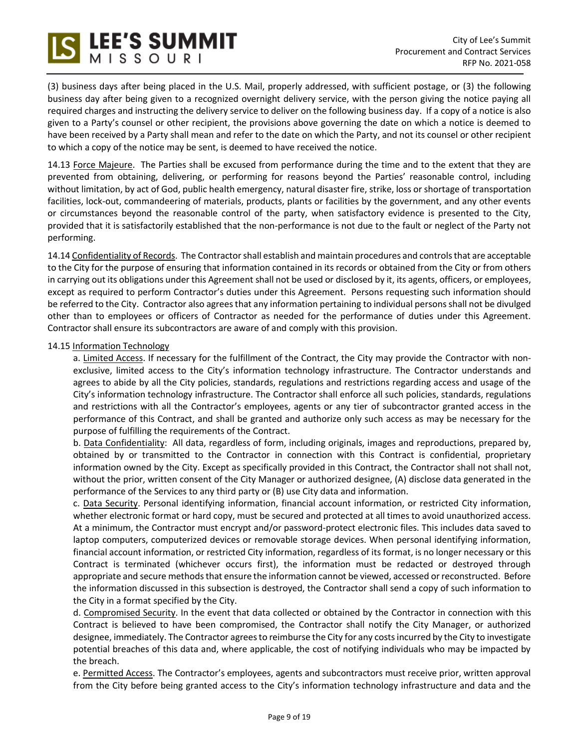(3) business days after being placed in the U.S. Mail, properly addressed, with sufficient postage, or (3) the following business day after being given to a recognized overnight delivery service, with the person giving the notice paying all required charges and instructing the delivery service to deliver on the following business day. If a copy of a notice is also given to a Party's counsel or other recipient, the provisions above governing the date on which a notice is deemed to have been received by a Party shall mean and refer to the date on which the Party, and not its counsel or other recipient to which a copy of the notice may be sent, is deemed to have received the notice.

14.13 Force Majeure. The Parties shall be excused from performance during the time and to the extent that they are prevented from obtaining, delivering, or performing for reasons beyond the Parties' reasonable control, including without limitation, by act of God, public health emergency, natural disaster fire, strike, loss or shortage of transportation facilities, lock-out, commandeering of materials, products, plants or facilities by the government, and any other events or circumstances beyond the reasonable control of the party, when satisfactory evidence is presented to the City, provided that it is satisfactorily established that the non-performance is not due to the fault or neglect of the Party not performing.

14.14 Confidentiality of Records. The Contractor shall establish and maintain procedures and controls that are acceptable to the City for the purpose of ensuring that information contained in its records or obtained from the City or from others in carrying out its obligations under this Agreement shall not be used or disclosed by it, its agents, officers, or employees, except as required to perform Contractor's duties under this Agreement. Persons requesting such information should be referred to the City. Contractor also agrees that any information pertaining to individual persons shall not be divulged other than to employees or officers of Contractor as needed for the performance of duties under this Agreement. Contractor shall ensure its subcontractors are aware of and comply with this provision.

14.15 Information Technology

a. Limited Access. If necessary for the fulfillment of the Contract, the City may provide the Contractor with non-exclusive, limited access to the City's information technology infrastructure. The Contractor understands and agrees to abide by all the City policies, standards, regulations and restrictions regarding access and usage of the City's information technology infrastructure. The Contractor shall enforce all such policies, standards, regulations and restrictions with all the Contractor's employees, agents or any tier of subcontractor granted access in the performance of this Contract, and shall be granted and authorize only such access as may be necessary for the purpose of fulfilling the requirements of the Contract.

b. Data Confidentiality: All data, regardless of form, including originals, images and reproductions, prepared by, obtained by or transmitted to the Contractor in connection with this Contract is confidential, proprietary information owned by the City. Except as specifically provided in this Contract, the Contractor shall not shall not, without the prior, written consent of the City Manager or authorized designee, (A) disclose data generated in the performance of the Services to any third party or (B) use City data and information.

c. Data Security. Personal identifying information, financial account information, or restricted City information, whether electronic format or hard copy, must be secured and protected at all times to avoid unauthorized access. At a minimum, the Contractor must encrypt and/or password-protect electronic files. This includes data saved to laptop computers, computerized devices or removable storage devices. When personal identifying information, financial account information, or restricted City information, regardless of its format, is no longer necessary or this Contract is terminated (whichever occurs first), the information must be redacted or destroyed through appropriate and secure methods that ensure the information cannot be viewed, accessed or reconstructed. Before the information discussed in this subsection is destroyed, the Contractor shall send a copy of such information to the City in a format specified by the City.

d. Compromised Security. In the event that data collected or obtained by the Contractor in connection with this Contract is believed to have been compromised, the Contractor shall notify the City Manager, or authorized designee, immediately. The Contractor agrees to reimburse the City for any costs incurred by the City to investigate potential breaches of this data and, where applicable, the cost of notifying individuals who may be impacted by the breach.

e. Permitted Access. The Contractor's employees, agents and subcontractors must receive prior, written approval from the City before being granted access to the City's information technology infrastructure and data and the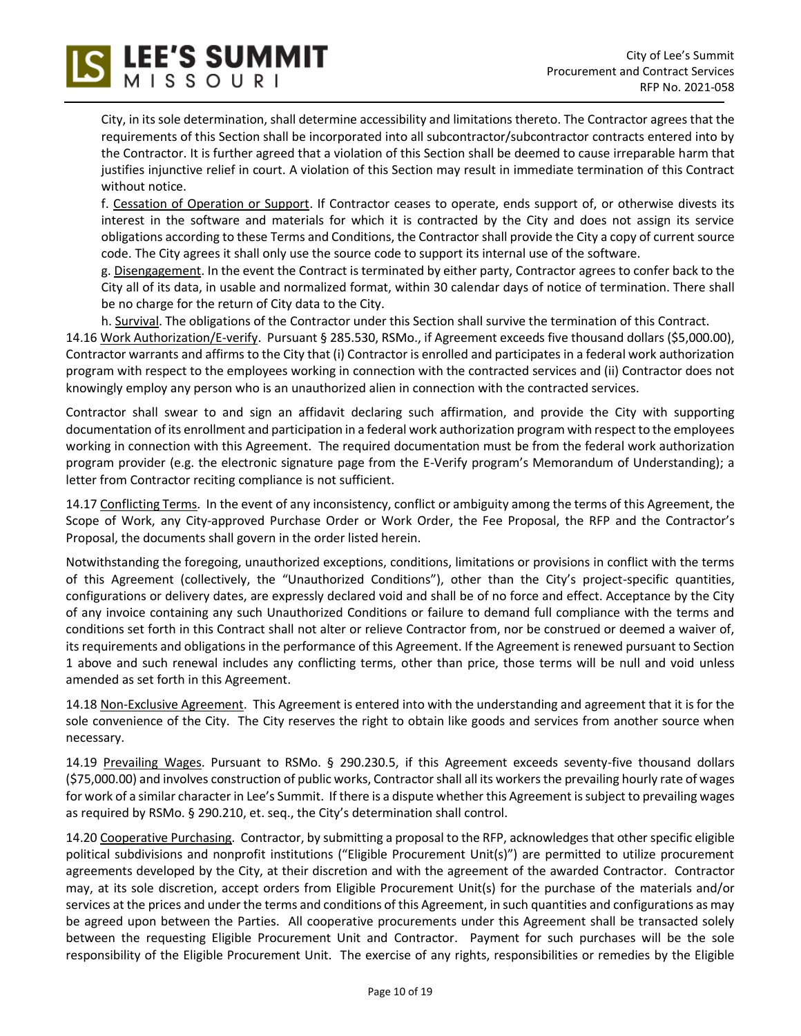City, in its sole determination, shall determine accessibility and limitations thereto. The Contractor agrees that the requirements of this Section shall be incorporated into all subcontractor/subcontractor contracts entered into by the Contractor. It is further agreed that a violation of this Section shall be deemed to cause irreparable harm that justifies injunctive relief in court. A violation of this Section may result in immediate termination of this Contract without notice.

f. Cessation of Operation or Support. If Contractor ceases to operate, ends support of, or otherwise divests its interest in the software and materials for which it is contracted by the City and does not assign its service obligations according to these Terms and Conditions, the Contractor shall provide the City a copy of current source code. The City agrees it shall only use the source code to support its internal use of the software.

g. Disengagement. In the event the Contract is terminated by either party, Contractor agrees to confer back to the City all of its data, in usable and normalized format, within 30 calendar days of notice of termination. There shall be no charge for the return of City data to the City.

h. Survival. The obligations of the Contractor under this Section shall survive the termination of this Contract.

14.16 Work Authorization/E-verify. Pursuant § 285.530, RSMo., if Agreement exceeds five thousand dollars ($5,000.00), Contractor warrants and affirms to the City that (i) Contractor is enrolled and participates in a federal work authorization program with respect to the employees working in connection with the contracted services and (ii) Contractor does not knowingly employ any person who is an unauthorized alien in connection with the contracted services.

Contractor shall swear to and sign an affidavit declaring such affirmation, and provide the City with supporting documentation of its enrollment and participation in a federal work authorization program with respect to the employees working in connection with this Agreement. The required documentation must be from the federal work authorization program provider (e.g. the electronic signature page from the E-Verify program's Memorandum of Understanding); a letter from Contractor reciting compliance is not sufficient.

14.17 Conflicting Terms. In the event of any inconsistency, conflict or ambiguity among the terms of this Agreement, the Scope of Work, any City-approved Purchase Order or Work Order, the Fee Proposal, the RFP and the Contractor's Proposal, the documents shall govern in the order listed herein.

Notwithstanding the foregoing, unauthorized exceptions, conditions, limitations or provisions in conflict with the terms of this Agreement (collectively, the "Unauthorized Conditions"), other than the City's project-specific quantities, configurations or delivery dates, are expressly declared void and shall be of no force and effect. Acceptance by the City of any invoice containing any such Unauthorized Conditions or failure to demand full compliance with the terms and conditions set forth in this Contract shall not alter or relieve Contractor from, nor be construed or deemed a waiver of, its requirements and obligations in the performance of this Agreement. If the Agreement is renewed pursuant to Section 1 above and such renewal includes any conflicting terms, other than price, those terms will be null and void unless amended as set forth in this Agreement.

14.18 Non-Exclusive Agreement. This Agreement is entered into with the understanding and agreement that it is for the sole convenience of the City. The City reserves the right to obtain like goods and services from another source when necessary.

14.19 Prevailing Wages. Pursuant to RSMo. § 290.230.5, if this Agreement exceeds seventy-five thousand dollars ($75,000.00) and involves construction of public works, Contractor shall all its workers the prevailing hourly rate of wages for work of a similar character in Lee's Summit. If there is a dispute whether this Agreement is subject to prevailing wages as required by RSMo. § 290.210, et. seq., the City's determination shall control.

14.20 Cooperative Purchasing. Contractor, by submitting a proposal to the RFP, acknowledges that other specific eligible political subdivisions and nonprofit institutions ("Eligible Procurement Unit(s)") are permitted to utilize procurement agreements developed by the City, at their discretion and with the agreement of the awarded Contractor. Contractor may, at its sole discretion, accept orders from Eligible Procurement Unit(s) for the purchase of the materials and/or services at the prices and under the terms and conditions of this Agreement, in such quantities and configurations as may be agreed upon between the Parties. All cooperative procurements under this Agreement shall be transacted solely between the requesting Eligible Procurement Unit and Contractor. Payment for such purchases will be the sole responsibility of the Eligible Procurement Unit. The exercise of any rights, responsibilities or remedies by the Eligible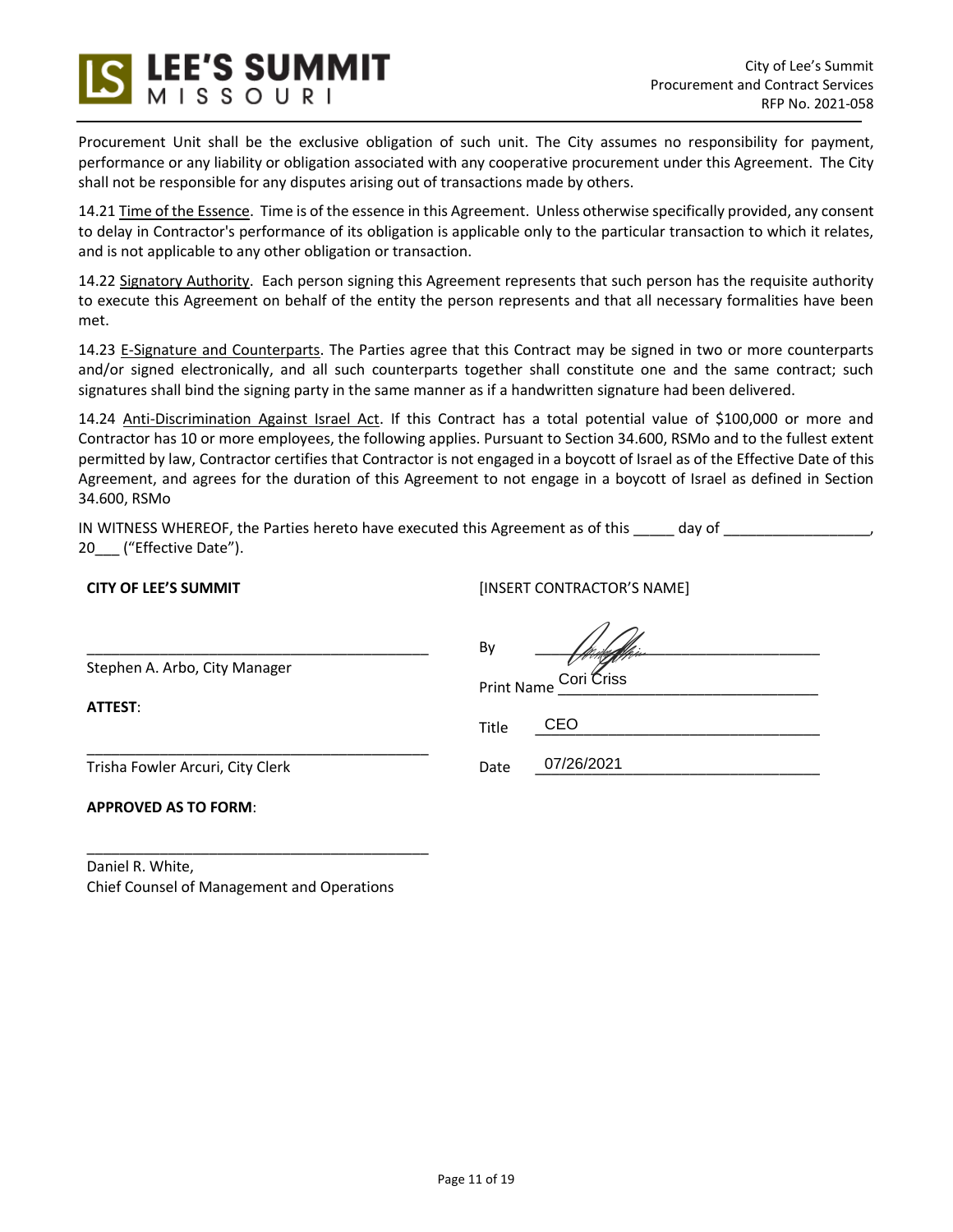Procurement Unit shall be the exclusive obligation of such unit. The City assumes no responsibility for payment, performance or any liability or obligation associated with any cooperative procurement under this Agreement. The City shall not be responsible for any disputes arising out of transactions made by others.

14.21 Time of the Essence. Time is of the essence in this Agreement. Unless otherwise specifically provided, any consent to delay in Contractor's performance of its obligation is applicable only to the particular transaction to which it relates, and is not applicable to any other obligation or transaction.

14.22 Signatory Authority. Each person signing this Agreement represents that such person has the requisite authority to execute this Agreement on behalf of the entity the person represents and that all necessary formalities have been met.

14.23 E-Signature and Counterparts. The Parties agree that this Contract may be signed in two or more counterparts and/or signed electronically, and all such counterparts together shall constitute one and the same contract; such signatures shall bind the signing party in the same manner as if a handwritten signature had been delivered.

14.24 Anti-Discrimination Against Israel Act. If this Contract has a total potential value of $100,000 or more and Contractor has 10 or more employees, the following applies. Pursuant to Section 34.600, RSMo and to the fullest extent permitted by law, Contractor certifies that Contractor is not engaged in a boycott of Israel as of the Effective Date of this Agreement, and agrees for the duration of this Agreement to not engage in a boycott of Israel as defined in Section 34.600, RSMo

IN WITNESS WHEREOF, the Parties hereto have executed this Agreement as of this _____ day of __________________, 20___ ("Effective Date").

**CITY OF LEE'S SUMMIT**

___________________________________________
Stephen A. Arbo, City Manager

**ATTEST**:

___________________________________________
Trisha Fowler Arcuri, City Clerk

**APPROVED AS TO FORM**:

___________________________________________
Daniel R. White,
Chief Counsel of Management and Operations

[INSERT CONTRACTOR'S NAME]

By ___________________________

Print Name Cori Criss

Title CEO

Date 07/26/2021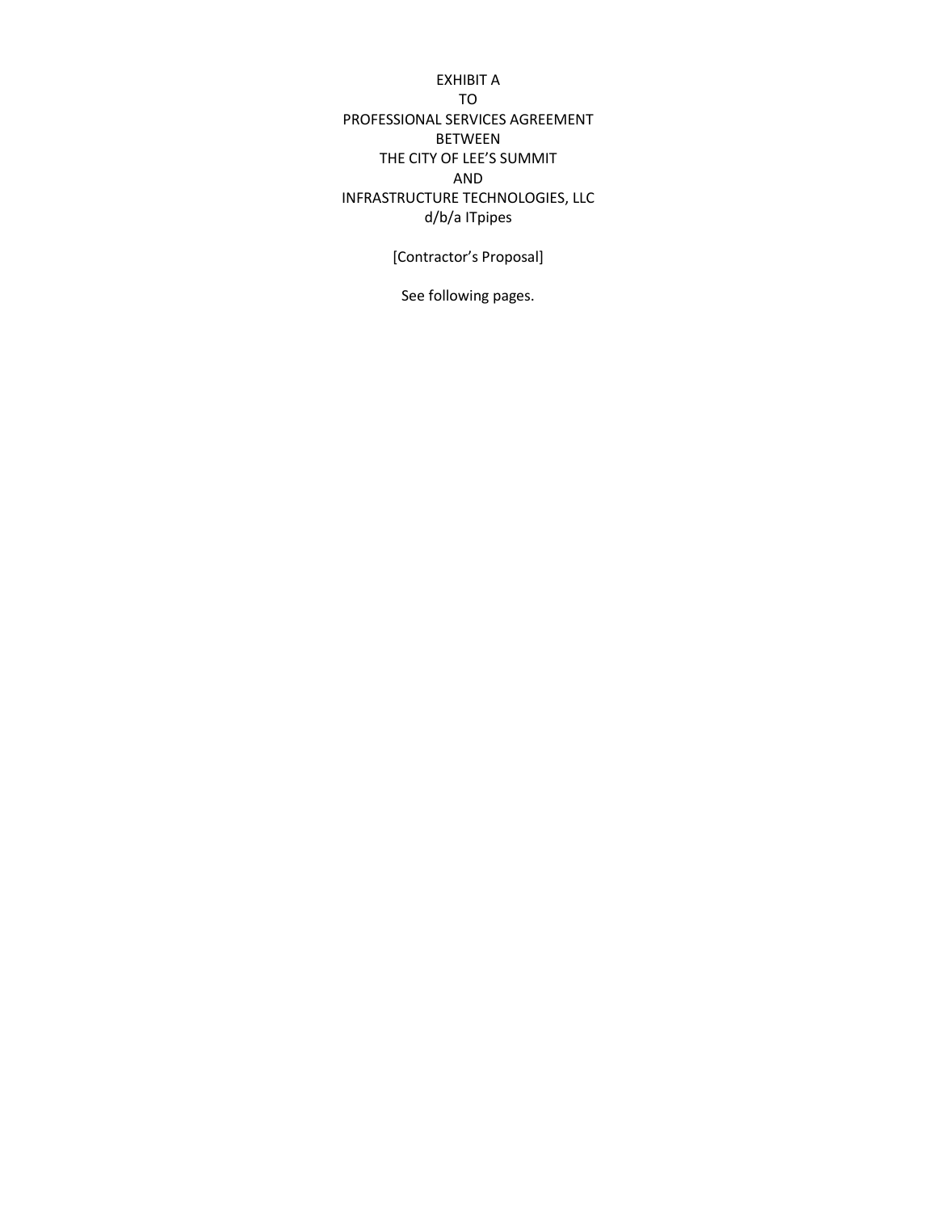EXHIBIT A
TO
PROFESSIONAL SERVICES AGREEMENT
BETWEEN
THE CITY OF LEE'S SUMMIT
AND
INFRASTRUCTURE TECHNOLOGIES, LLC
d/b/a ITpipes

[Contractor's Proposal]

See following pages.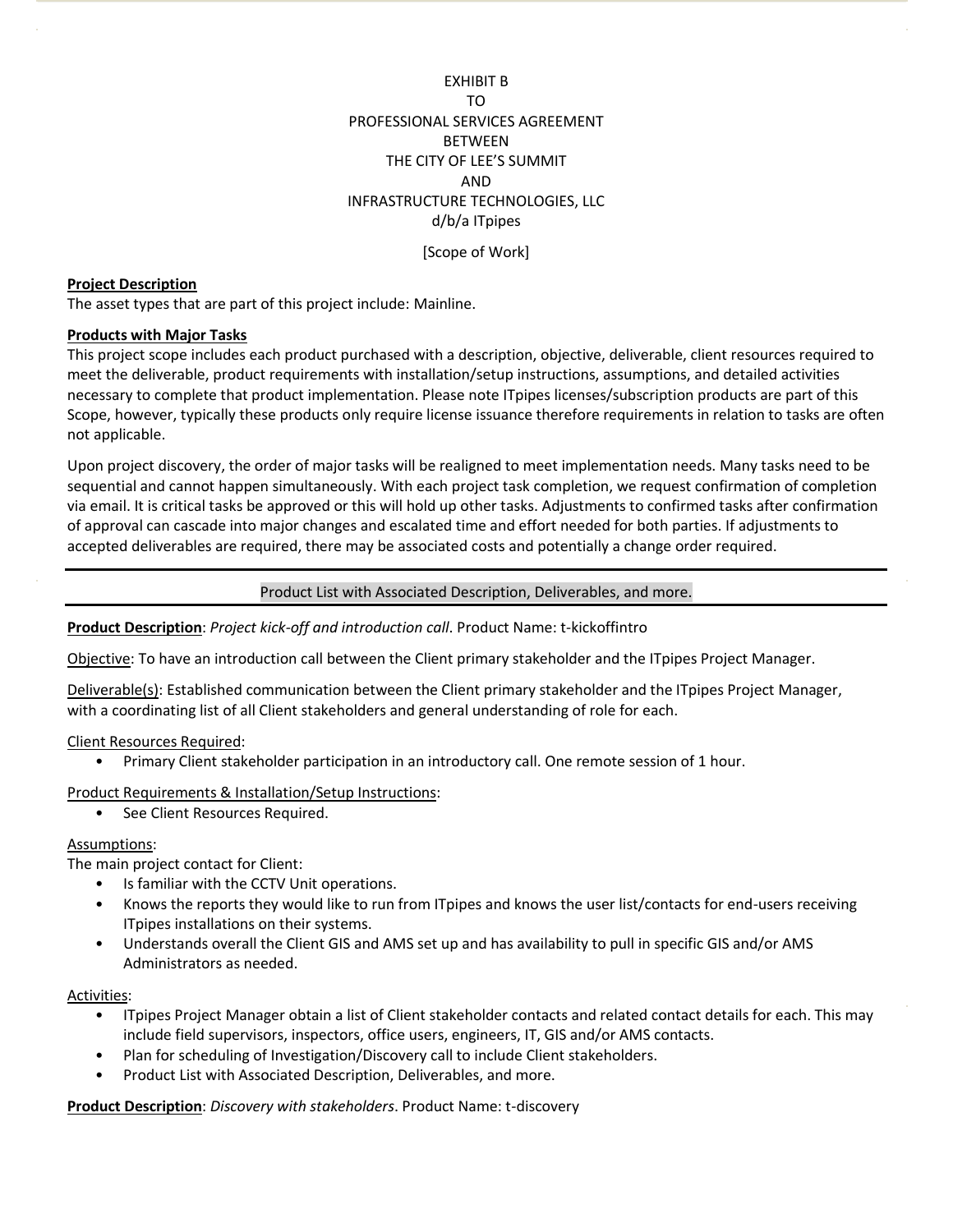EXHIBIT B
TO
PROFESSIONAL SERVICES AGREEMENT
BETWEEN
THE CITY OF LEE'S SUMMIT
AND
INFRASTRUCTURE TECHNOLOGIES, LLC
d/b/a ITpipes

[Scope of Work]

**Project Description**

The asset types that are part of this project include: Mainline.

**Products with Major Tasks**

This project scope includes each product purchased with a description, objective, deliverable, client resources required to meet the deliverable, product requirements with installation/setup instructions, assumptions, and detailed activities necessary to complete that product implementation. Please note ITpipes licenses/subscription products are part of this Scope, however, typically these products only require license issuance therefore requirements in relation to tasks are often not applicable.

Upon project discovery, the order of major tasks will be realigned to meet implementation needs. Many tasks need to be sequential and cannot happen simultaneously. With each project task completion, we request confirmation of completion via email. It is critical tasks be approved or this will hold up other tasks. Adjustments to confirmed tasks after confirmation of approval can cascade into major changes and escalated time and effort needed for both parties. If adjustments to accepted deliverables are required, there may be associated costs and potentially a change order required.

---

Product List with Associated Description, Deliverables, and more.

---

**Product Description**: *Project kick-off and introduction call*. Product Name: t-kickoffintro

Objective: To have an introduction call between the Client primary stakeholder and the ITpipes Project Manager.

Deliverable(s): Established communication between the Client primary stakeholder and the ITpipes Project Manager, with a coordinating list of all Client stakeholders and general understanding of role for each.

Client Resources Required:

- Primary Client stakeholder participation in an introductory call. One remote session of 1 hour.

Product Requirements & Installation/Setup Instructions:

- See Client Resources Required.

Assumptions:

The main project contact for Client:

- Is familiar with the CCTV Unit operations.
- Knows the reports they would like to run from ITpipes and knows the user list/contacts for end-users receiving ITpipes installations on their systems.
- Understands overall the Client GIS and AMS set up and has availability to pull in specific GIS and/or AMS Administrators as needed.

Activities:

- ITpipes Project Manager obtain a list of Client stakeholder contacts and related contact details for each. This may include field supervisors, inspectors, office users, engineers, IT, GIS and/or AMS contacts.
- Plan for scheduling of Investigation/Discovery call to include Client stakeholders.
- Product List with Associated Description, Deliverables, and more.

**Product Description**: *Discovery with stakeholders*. Product Name: t-discovery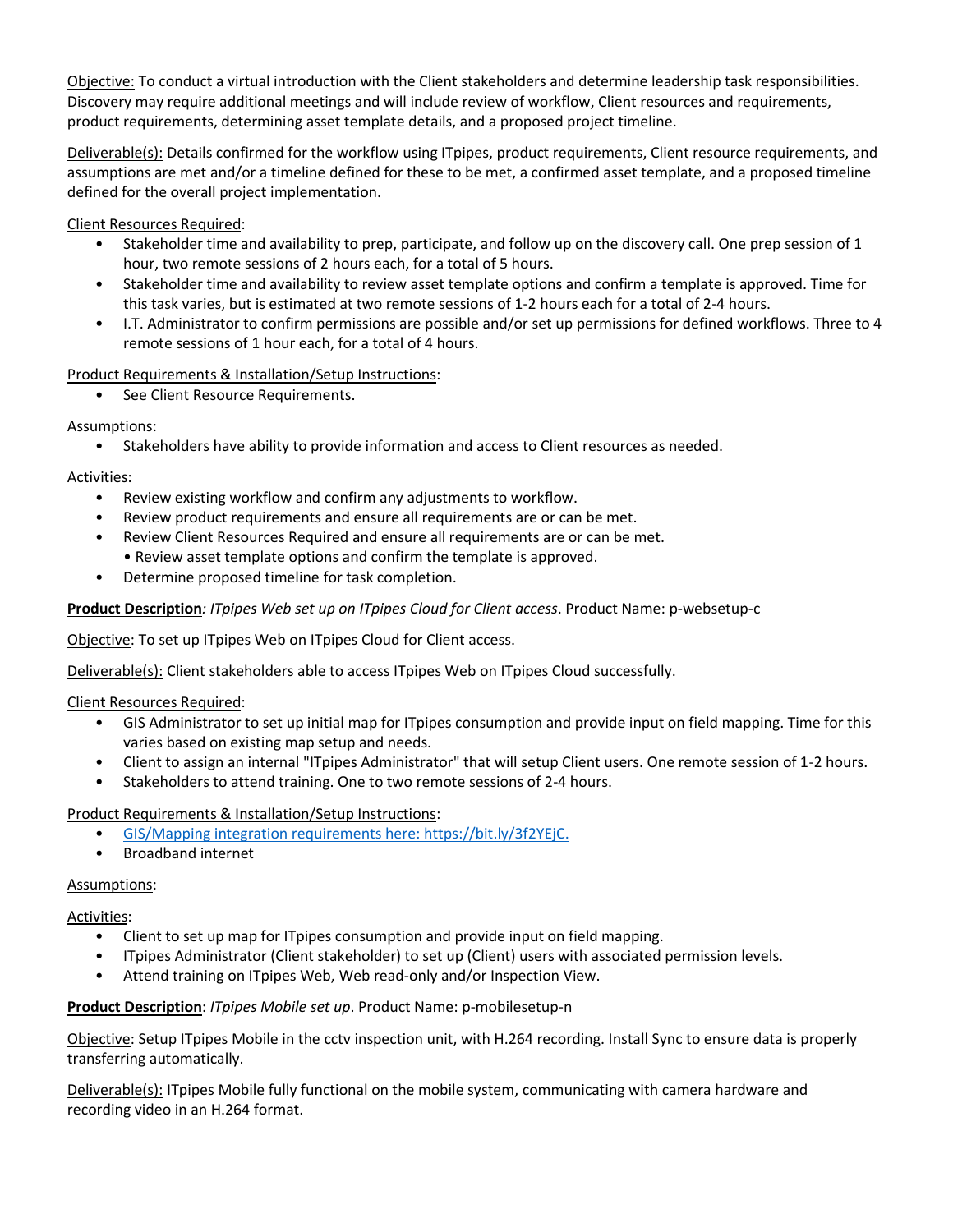Objective: To conduct a virtual introduction with the Client stakeholders and determine leadership task responsibilities. Discovery may require additional meetings and will include review of workflow, Client resources and requirements, product requirements, determining asset template details, and a proposed project timeline.

Deliverable(s): Details confirmed for the workflow using ITpipes, product requirements, Client resource requirements, and assumptions are met and/or a timeline defined for these to be met, a confirmed asset template, and a proposed timeline defined for the overall project implementation.

Client Resources Required:

- Stakeholder time and availability to prep, participate, and follow up on the discovery call. One prep session of 1 hour, two remote sessions of 2 hours each, for a total of 5 hours.
- Stakeholder time and availability to review asset template options and confirm a template is approved. Time for this task varies, but is estimated at two remote sessions of 1-2 hours each for a total of 2-4 hours.
- I.T. Administrator to confirm permissions are possible and/or set up permissions for defined workflows. Three to 4 remote sessions of 1 hour each, for a total of 4 hours.

Product Requirements & Installation/Setup Instructions:

- See Client Resource Requirements.

Assumptions:

- Stakeholders have ability to provide information and access to Client resources as needed.

Activities:

- Review existing workflow and confirm any adjustments to workflow.
- Review product requirements and ensure all requirements are or can be met.
- Review Client Resources Required and ensure all requirements are or can be met.
  • Review asset template options and confirm the template is approved.
- Determine proposed timeline for task completion.

**Product Description***: ITpipes Web set up on ITpipes Cloud for Client access*. Product Name: p-websetup-c

Objective: To set up ITpipes Web on ITpipes Cloud for Client access.

Deliverable(s): Client stakeholders able to access ITpipes Web on ITpipes Cloud successfully.

Client Resources Required:

- GIS Administrator to set up initial map for ITpipes consumption and provide input on field mapping. Time for this varies based on existing map setup and needs.
- Client to assign an internal "ITpipes Administrator" that will setup Client users. One remote session of 1-2 hours.
- Stakeholders to attend training. One to two remote sessions of 2-4 hours.

Product Requirements & Installation/Setup Instructions:

- GIS/Mapping integration requirements here: https://bit.ly/3f2YEjC.
- Broadband internet

Assumptions:

Activities:

- Client to set up map for ITpipes consumption and provide input on field mapping.
- ITpipes Administrator (Client stakeholder) to set up (Client) users with associated permission levels.
- Attend training on ITpipes Web, Web read-only and/or Inspection View.

**Product Description**: *ITpipes Mobile set up*. Product Name: p-mobilesetup-n

Objective: Setup ITpipes Mobile in the cctv inspection unit, with H.264 recording. Install Sync to ensure data is properly transferring automatically.

Deliverable(s): ITpipes Mobile fully functional on the mobile system, communicating with camera hardware and recording video in an H.264 format.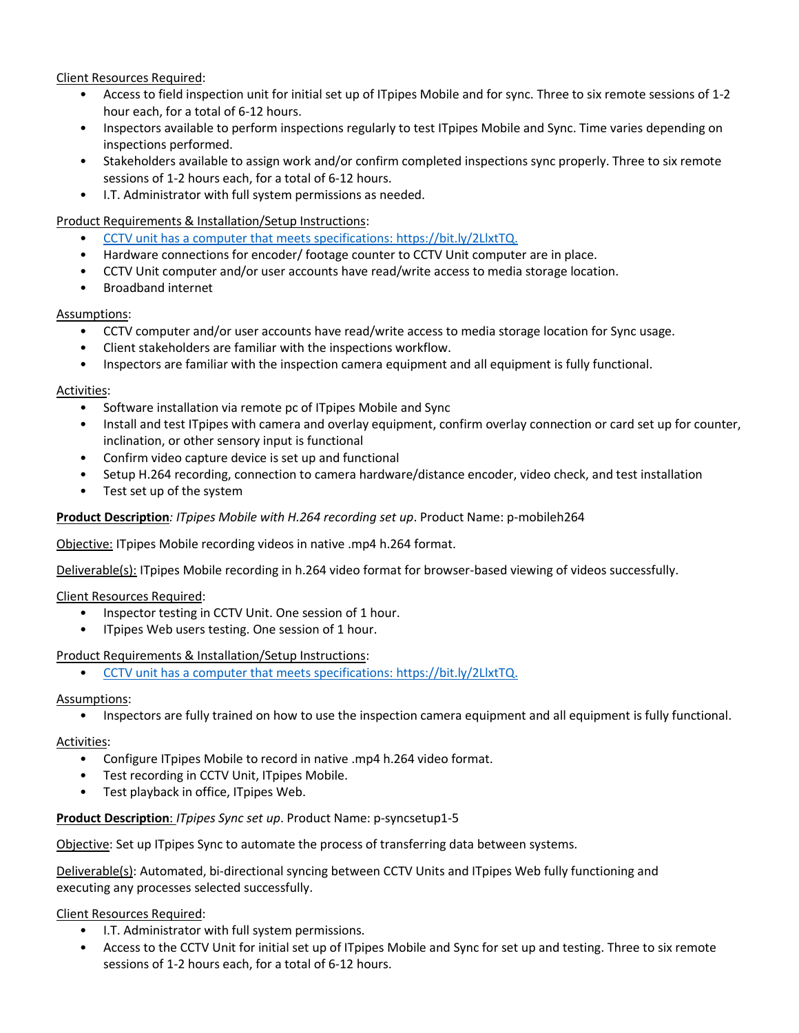Client Resources Required:

- Access to field inspection unit for initial set up of ITpipes Mobile and for sync. Three to six remote sessions of 1-2 hour each, for a total of 6-12 hours.
- Inspectors available to perform inspections regularly to test ITpipes Mobile and Sync. Time varies depending on inspections performed.
- Stakeholders available to assign work and/or confirm completed inspections sync properly. Three to six remote sessions of 1-2 hours each, for a total of 6-12 hours.
- I.T. Administrator with full system permissions as needed.

Product Requirements & Installation/Setup Instructions:

- [CCTV unit has a computer that meets specifications: https://bit.ly/2LlxtTQ.](https://bit.ly/2LlxtTQ)
- Hardware connections for encoder/ footage counter to CCTV Unit computer are in place.
- CCTV Unit computer and/or user accounts have read/write access to media storage location.
- Broadband internet

Assumptions:

- CCTV computer and/or user accounts have read/write access to media storage location for Sync usage.
- Client stakeholders are familiar with the inspections workflow.
- Inspectors are familiar with the inspection camera equipment and all equipment is fully functional.

Activities:

- Software installation via remote pc of ITpipes Mobile and Sync
- Install and test ITpipes with camera and overlay equipment, confirm overlay connection or card set up for counter, inclination, or other sensory input is functional
- Confirm video capture device is set up and functional
- Setup H.264 recording, connection to camera hardware/distance encoder, video check, and test installation
- Test set up of the system

**Product Description**: *ITpipes Mobile with H.264 recording set up*. Product Name: p-mobileh264

Objective: ITpipes Mobile recording videos in native .mp4 h.264 format.

Deliverable(s): ITpipes Mobile recording in h.264 video format for browser-based viewing of videos successfully.

Client Resources Required:

- Inspector testing in CCTV Unit. One session of 1 hour.
- ITpipes Web users testing. One session of 1 hour.

Product Requirements & Installation/Setup Instructions:

- [CCTV unit has a computer that meets specifications: https://bit.ly/2LlxtTQ.](https://bit.ly/2LlxtTQ)

Assumptions:

- Inspectors are fully trained on how to use the inspection camera equipment and all equipment is fully functional.

Activities:

- Configure ITpipes Mobile to record in native .mp4 h.264 video format.
- Test recording in CCTV Unit, ITpipes Mobile.
- Test playback in office, ITpipes Web.

**Product Description**: *ITpipes Sync set up*. Product Name: p-syncsetup1-5

Objective: Set up ITpipes Sync to automate the process of transferring data between systems.

Deliverable(s): Automated, bi-directional syncing between CCTV Units and ITpipes Web fully functioning and executing any processes selected successfully.

Client Resources Required:

- I.T. Administrator with full system permissions.
- Access to the CCTV Unit for initial set up of ITpipes Mobile and Sync for set up and testing. Three to six remote sessions of 1-2 hours each, for a total of 6-12 hours.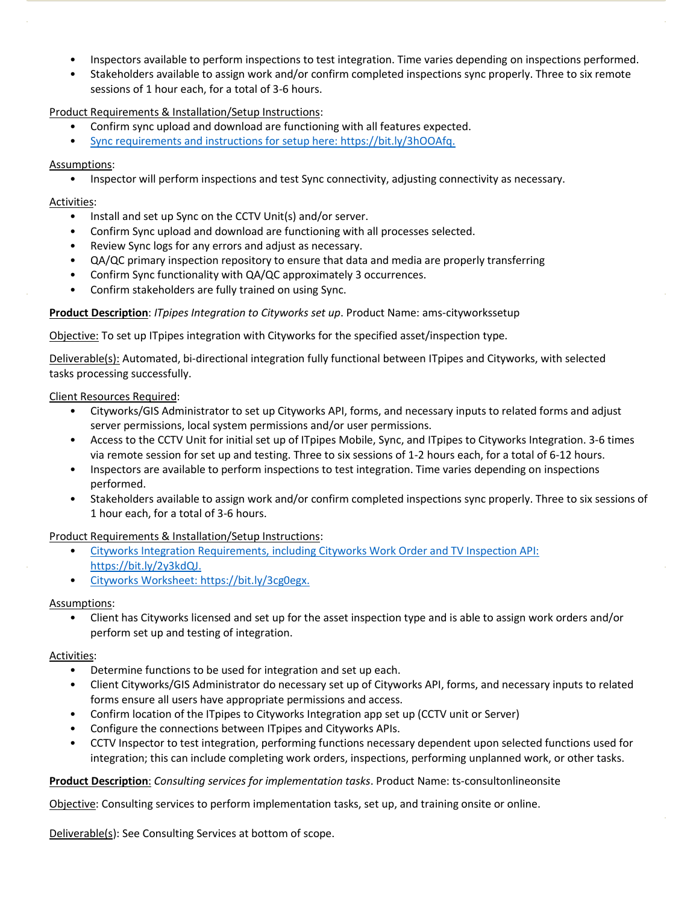- Inspectors available to perform inspections to test integration. Time varies depending on inspections performed.
- Stakeholders available to assign work and/or confirm completed inspections sync properly. Three to six remote sessions of 1 hour each, for a total of 3-6 hours.

Product Requirements & Installation/Setup Instructions:

- Confirm sync upload and download are functioning with all features expected.
- [Sync requirements and instructions for setup here: https://bit.ly/3hOOAfq.](https://bit.ly/3hOOAfq)

Assumptions:

- Inspector will perform inspections and test Sync connectivity, adjusting connectivity as necessary.

Activities:

- Install and set up Sync on the CCTV Unit(s) and/or server.
- Confirm Sync upload and download are functioning with all processes selected.
- Review Sync logs for any errors and adjust as necessary.
- QA/QC primary inspection repository to ensure that data and media are properly transferring
- Confirm Sync functionality with QA/QC approximately 3 occurrences.
- Confirm stakeholders are fully trained on using Sync.

**Product Description**: *ITpipes Integration to Cityworks set up*. Product Name: ams-cityworkssetup

Objective: To set up ITpipes integration with Cityworks for the specified asset/inspection type.

Deliverable(s): Automated, bi-directional integration fully functional between ITpipes and Cityworks, with selected tasks processing successfully.

Client Resources Required:

- Cityworks/GIS Administrator to set up Cityworks API, forms, and necessary inputs to related forms and adjust server permissions, local system permissions and/or user permissions.
- Access to the CCTV Unit for initial set up of ITpipes Mobile, Sync, and ITpipes to Cityworks Integration. 3-6 times via remote session for set up and testing. Three to six sessions of 1-2 hours each, for a total of 6-12 hours.
- Inspectors are available to perform inspections to test integration. Time varies depending on inspections performed.
- Stakeholders available to assign work and/or confirm completed inspections sync properly. Three to six sessions of 1 hour each, for a total of 3-6 hours.

Product Requirements & Installation/Setup Instructions:

- [Cityworks Integration Requirements, including Cityworks Work Order and TV Inspection API: https://bit.ly/2y3kdQJ.](https://bit.ly/2y3kdQJ)
- [Cityworks Worksheet: https://bit.ly/3cg0egx.](https://bit.ly/3cg0egx)

Assumptions:

- Client has Cityworks licensed and set up for the asset inspection type and is able to assign work orders and/or perform set up and testing of integration.

Activities:

- Determine functions to be used for integration and set up each.
- Client Cityworks/GIS Administrator do necessary set up of Cityworks API, forms, and necessary inputs to related forms ensure all users have appropriate permissions and access.
- Confirm location of the ITpipes to Cityworks Integration app set up (CCTV unit or Server)
- Configure the connections between ITpipes and Cityworks APIs.
- CCTV Inspector to test integration, performing functions necessary dependent upon selected functions used for integration; this can include completing work orders, inspections, performing unplanned work, or other tasks.

**Product Description**: *Consulting services for implementation tasks*. Product Name: ts-consultonlineonsite

Objective: Consulting services to perform implementation tasks, set up, and training onsite or online.

Deliverable(s): See Consulting Services at bottom of scope.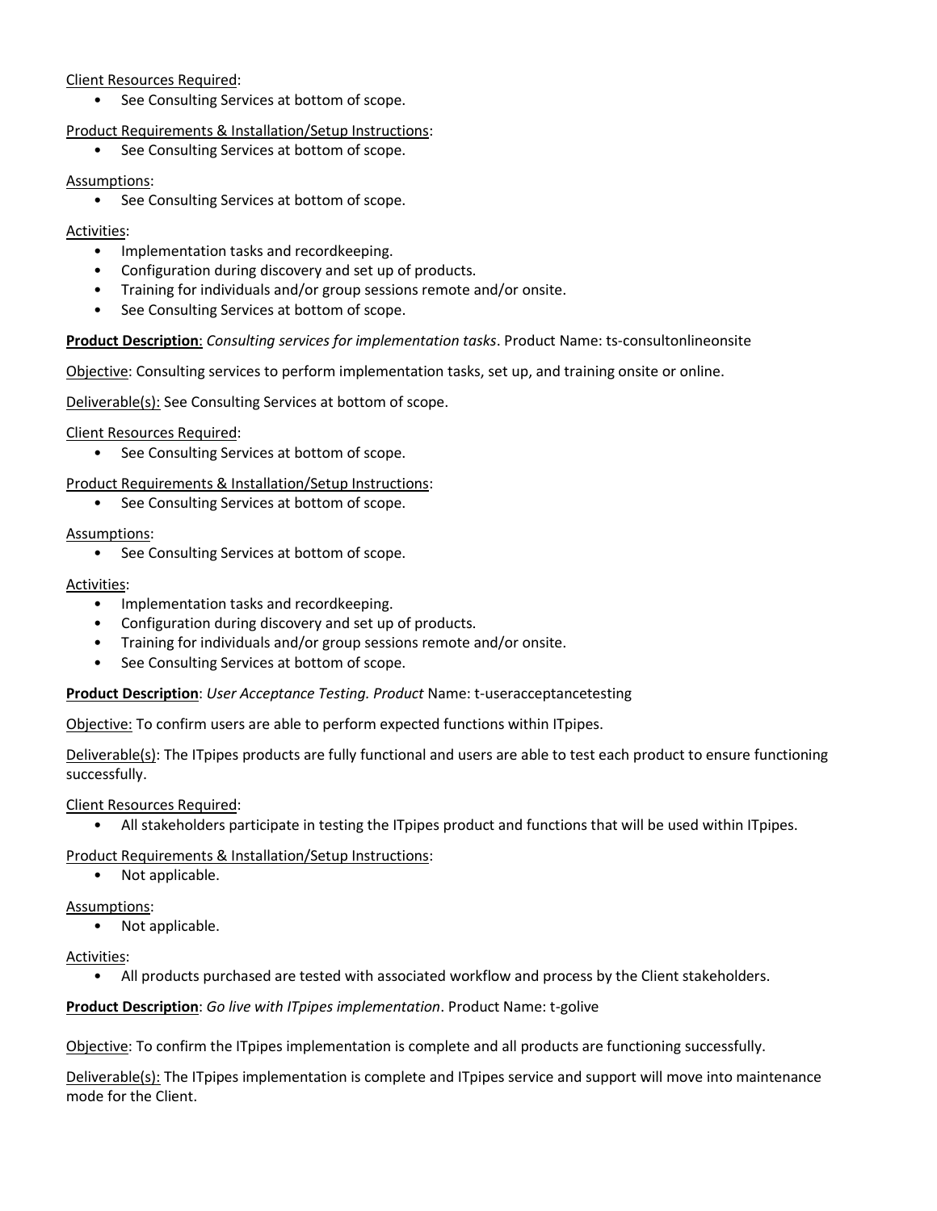Client Resources Required:

- See Consulting Services at bottom of scope.

Product Requirements & Installation/Setup Instructions:

- See Consulting Services at bottom of scope.

Assumptions:

- See Consulting Services at bottom of scope.

Activities:

- Implementation tasks and recordkeeping.
- Configuration during discovery and set up of products.
- Training for individuals and/or group sessions remote and/or onsite.
- See Consulting Services at bottom of scope.

**Product Description**: *Consulting services for implementation tasks*. Product Name: ts-consultonlineonsite

Objective: Consulting services to perform implementation tasks, set up, and training onsite or online.

Deliverable(s): See Consulting Services at bottom of scope.

Client Resources Required:

- See Consulting Services at bottom of scope.

Product Requirements & Installation/Setup Instructions:

- See Consulting Services at bottom of scope.

Assumptions:

- See Consulting Services at bottom of scope.

Activities:

- Implementation tasks and recordkeeping.
- Configuration during discovery and set up of products.
- Training for individuals and/or group sessions remote and/or onsite.
- See Consulting Services at bottom of scope.

**Product Description**: *User Acceptance Testing. Product* Name: t-useracceptancetesting

Objective: To confirm users are able to perform expected functions within ITpipes.

Deliverable(s): The ITpipes products are fully functional and users are able to test each product to ensure functioning successfully.

Client Resources Required:

- All stakeholders participate in testing the ITpipes product and functions that will be used within ITpipes.

Product Requirements & Installation/Setup Instructions:

- Not applicable.

Assumptions:

- Not applicable.

Activities:

- All products purchased are tested with associated workflow and process by the Client stakeholders.

**Product Description**: *Go live with ITpipes implementation*. Product Name: t-golive

Objective: To confirm the ITpipes implementation is complete and all products are functioning successfully.

Deliverable(s): The ITpipes implementation is complete and ITpipes service and support will move into maintenance mode for the Client.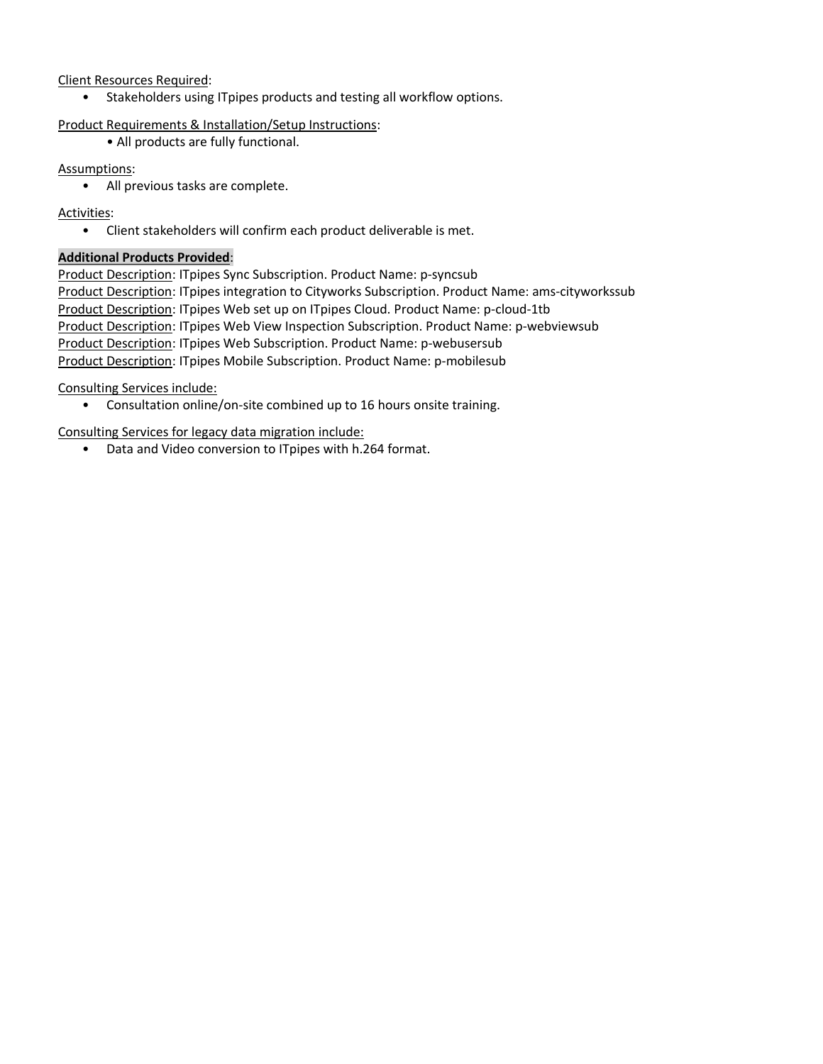Client Resources Required:

- Stakeholders using ITpipes products and testing all workflow options.

Product Requirements & Installation/Setup Instructions:

- All products are fully functional.

Assumptions:

- All previous tasks are complete.

Activities:

- Client stakeholders will confirm each product deliverable is met.

**Additional Products Provided**:

Product Description: ITpipes Sync Subscription. Product Name: p-syncsub
Product Description: ITpipes integration to Cityworks Subscription. Product Name: ams-cityworkssub
Product Description: ITpipes Web set up on ITpipes Cloud. Product Name: p-cloud-1tb
Product Description: ITpipes Web View Inspection Subscription. Product Name: p-webviewsub
Product Description: ITpipes Web Subscription. Product Name: p-webusersub
Product Description: ITpipes Mobile Subscription. Product Name: p-mobilesub

Consulting Services include:

- Consultation online/on-site combined up to 16 hours onsite training.

Consulting Services for legacy data migration include:

- Data and Video conversion to ITpipes with h.264 format.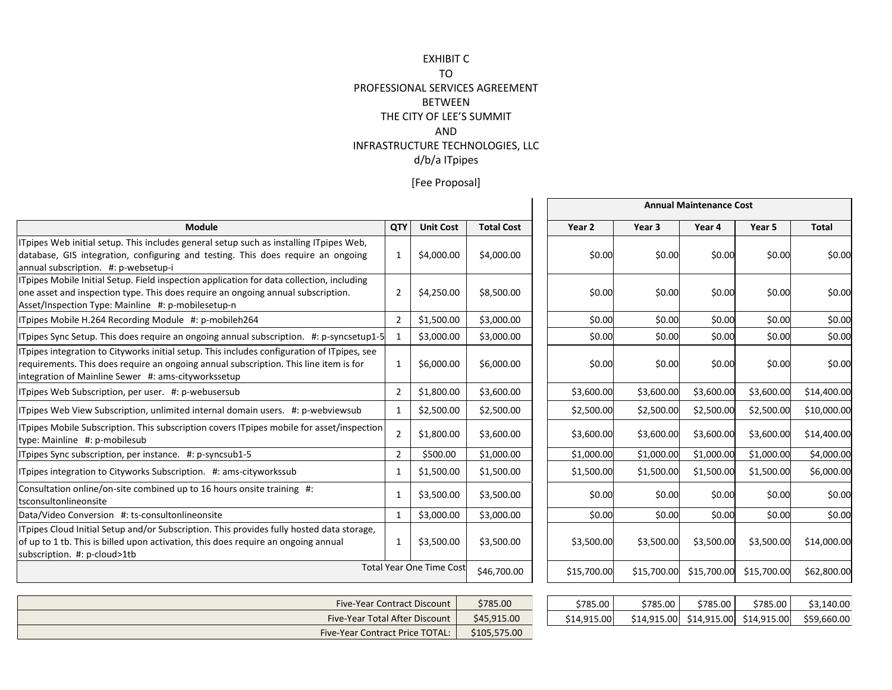EXHIBIT C
TO
PROFESSIONAL SERVICES AGREEMENT
BETWEEN
THE CITY OF LEE'S SUMMIT
AND
INFRASTRUCTURE TECHNOLOGIES, LLC
d/b/a ITpipes

[Fee Proposal]

| | | | | Annual Maintenance Cost | | | | |
|---|---|---|---|---|---|---|---|---|
| **Module** | **QTY** | **Unit Cost** | **Total Cost** | **Year 2** | **Year 3** | **Year 4** | **Year 5** | **Total** |
| ITpipes Web initial setup. This includes general setup such as installing ITpipes Web, database, GIS integration, configuring and testing. This does require an ongoing annual subscription. #: p-websetup-i | 1 | $4,000.00 | $4,000.00 | $0.00 | $0.00 | $0.00 | $0.00 | $0.00 |
| ITpipes Mobile Initial Setup. Field inspection application for data collection, including one asset and inspection type. This does require an ongoing annual subscription. Asset/Inspection Type: Mainline #: p-mobilesetup-n | 2 | $4,250.00 | $8,500.00 | $0.00 | $0.00 | $0.00 | $0.00 | $0.00 |
| ITpipes Mobile H.264 Recording Module #: p-mobileh264 | 2 | $1,500.00 | $3,000.00 | $0.00 | $0.00 | $0.00 | $0.00 | $0.00 |
| ITpipes Sync Setup. This does require an ongoing annual subscription. #: p-syncsetup1-5 | 1 | $3,000.00 | $3,000.00 | $0.00 | $0.00 | $0.00 | $0.00 | $0.00 |
| ITpipes integration to Cityworks initial setup. This includes configuration of ITpipes, see requirements. This does require an ongoing annual subscription. This line item is for integration of Mainline Sewer #: ams-cityworkssetup | 1 | $6,000.00 | $6,000.00 | $0.00 | $0.00 | $0.00 | $0.00 | $0.00 |
| ITpipes Web Subscription, per user. #: p-webusersub | 2 | $1,800.00 | $3,600.00 | $3,600.00 | $3,600.00 | $3,600.00 | $3,600.00 | $14,400.00 |
| ITpipes Web View Subscription, unlimited internal domain users. #: p-webviewsub | 1 | $2,500.00 | $2,500.00 | $2,500.00 | $2,500.00 | $2,500.00 | $2,500.00 | $10,000.00 |
| ITpipes Mobile Subscription. This subscription covers ITpipes mobile for asset/inspection type: Mainline #: p-mobilesub | 2 | $1,800.00 | $3,600.00 | $3,600.00 | $3,600.00 | $3,600.00 | $3,600.00 | $14,400.00 |
| ITpipes Sync subscription, per instance. #: p-syncsub1-5 | 2 | $500.00 | $1,000.00 | $1,000.00 | $1,000.00 | $1,000.00 | $1,000.00 | $4,000.00 |
| ITpipes integration to Cityworks Subscription. #: ams-cityworkssub | 1 | $1,500.00 | $1,500.00 | $1,500.00 | $1,500.00 | $1,500.00 | $1,500.00 | $6,000.00 |
| Consultation online/on-site combined up to 16 hours onsite training #: tsconsultonlineonsite | 1 | $3,500.00 | $3,500.00 | $0.00 | $0.00 | $0.00 | $0.00 | $0.00 |
| Data/Video Conversion #: ts-consultonlineonsite | 1 | $3,000.00 | $3,000.00 | $0.00 | $0.00 | $0.00 | $0.00 | $0.00 |
| ITpipes Cloud Initial Setup and/or Subscription. This provides fully hosted data storage, of up to 1 tb. This is billed upon activation, this does require an ongoing annual subscription. #: p-cloud>1tb | 1 | $3,500.00 | $3,500.00 | $3,500.00 | $3,500.00 | $3,500.00 | $3,500.00 | $14,000.00 |
| Total Year One Time Cost | | | $46,700.00 | $15,700.00 | $15,700.00 | $15,700.00 | $15,700.00 | $62,800.00 |
| Five-Year Contract Discount | | | $785.00 | $785.00 | $785.00 | $785.00 | $785.00 | $3,140.00 |
| Five-Year Total After Discount | | | $45,915.00 | $14,915.00 | $14,915.00 | $14,915.00 | $14,915.00 | $59,660.00 |
| Five-Year Contract Price TOTAL: | | | $105,575.00 | | | | | |